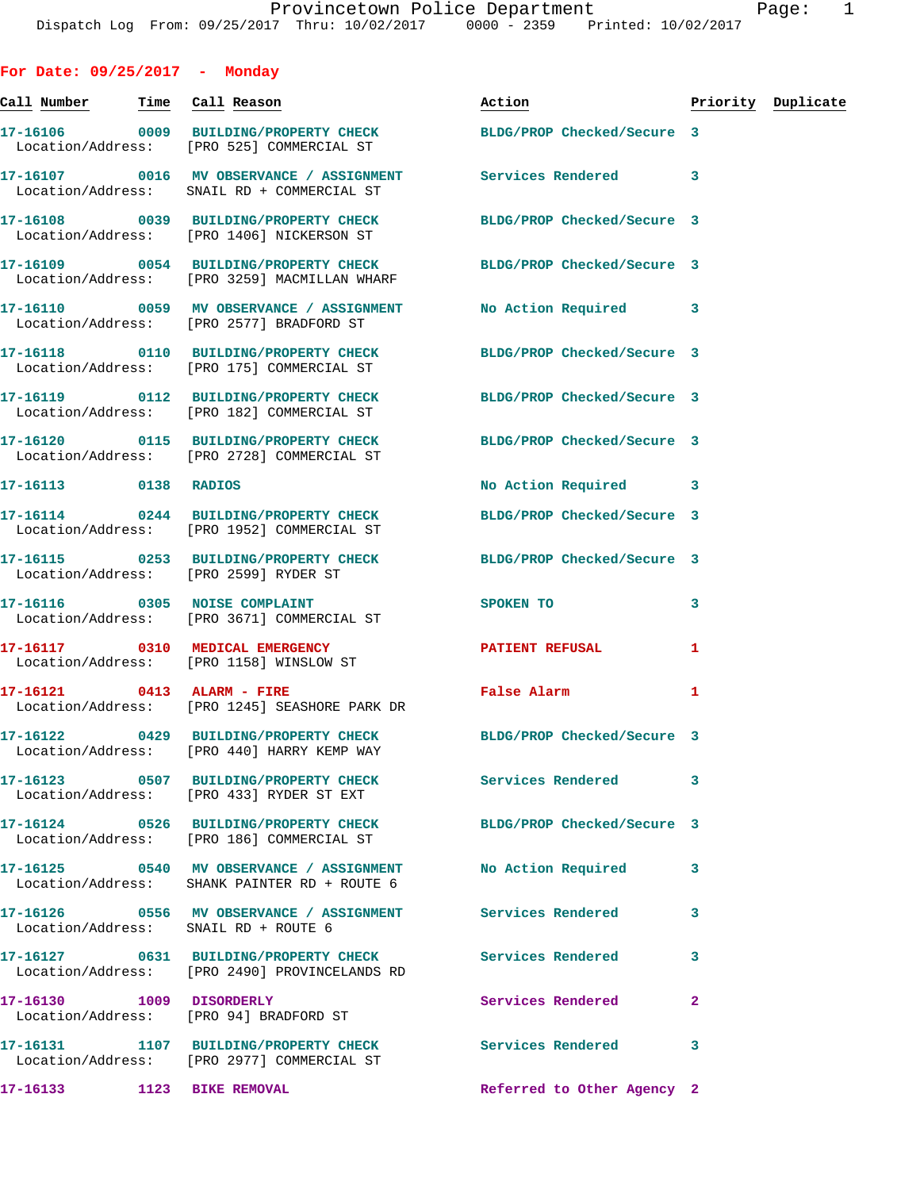Provincetown Police Department
Dispatch Log From: 09/25/2017 Thru: 10/02/2017 0000 - 2359 Printed: 10/02/2017

## For Date: 09/25/2017 - Monday

| Call Number | Time | Call Reason | Action | Priority | Duplicate |
|---|---|---|---|---|---|
| 17-16106 | 0009 | BUILDING/PROPERTY CHECK | BLDG/PROP Checked/Secure | 3 | |
| Location/Address: | | [PRO 525] COMMERCIAL ST | | | |
| 17-16107 | 0016 | MV OBSERVANCE / ASSIGNMENT | Services Rendered | 3 | |
| Location/Address: | | SNAIL RD + COMMERCIAL ST | | | |
| 17-16108 | 0039 | BUILDING/PROPERTY CHECK | BLDG/PROP Checked/Secure | 3 | |
| Location/Address: | | [PRO 1406] NICKERSON ST | | | |
| 17-16109 | 0054 | BUILDING/PROPERTY CHECK | BLDG/PROP Checked/Secure | 3 | |
| Location/Address: | | [PRO 3259] MACMILLAN WHARF | | | |
| 17-16110 | 0059 | MV OBSERVANCE / ASSIGNMENT | No Action Required | 3 | |
| Location/Address: | | [PRO 2577] BRADFORD ST | | | |
| 17-16118 | 0110 | BUILDING/PROPERTY CHECK | BLDG/PROP Checked/Secure | 3 | |
| Location/Address: | | [PRO 175] COMMERCIAL ST | | | |
| 17-16119 | 0112 | BUILDING/PROPERTY CHECK | BLDG/PROP Checked/Secure | 3 | |
| Location/Address: | | [PRO 182] COMMERCIAL ST | | | |
| 17-16120 | 0115 | BUILDING/PROPERTY CHECK | BLDG/PROP Checked/Secure | 3 | |
| Location/Address: | | [PRO 2728] COMMERCIAL ST | | | |
| 17-16113 | 0138 | RADIOS | No Action Required | 3 | |
| 17-16114 | 0244 | BUILDING/PROPERTY CHECK | BLDG/PROP Checked/Secure | 3 | |
| Location/Address: | | [PRO 1952] COMMERCIAL ST | | | |
| 17-16115 | 0253 | BUILDING/PROPERTY CHECK | BLDG/PROP Checked/Secure | 3 | |
| Location/Address: | | [PRO 2599] RYDER ST | | | |
| 17-16116 | 0305 | NOISE COMPLAINT | SPOKEN TO | 3 | |
| Location/Address: | | [PRO 3671] COMMERCIAL ST | | | |
| 17-16117 | 0310 | MEDICAL EMERGENCY | PATIENT REFUSAL | 1 | |
| Location/Address: | | [PRO 1158] WINSLOW ST | | | |
| 17-16121 | 0413 | ALARM - FIRE | False Alarm | 1 | |
| Location/Address: | | [PRO 1245] SEASHORE PARK DR | | | |
| 17-16122 | 0429 | BUILDING/PROPERTY CHECK | BLDG/PROP Checked/Secure | 3 | |
| Location/Address: | | [PRO 440] HARRY KEMP WAY | | | |
| 17-16123 | 0507 | BUILDING/PROPERTY CHECK | Services Rendered | 3 | |
| Location/Address: | | [PRO 433] RYDER ST EXT | | | |
| 17-16124 | 0526 | BUILDING/PROPERTY CHECK | BLDG/PROP Checked/Secure | 3 | |
| Location/Address: | | [PRO 186] COMMERCIAL ST | | | |
| 17-16125 | 0540 | MV OBSERVANCE / ASSIGNMENT | No Action Required | 3 | |
| Location/Address: | | SHANK PAINTER RD + ROUTE 6 | | | |
| 17-16126 | 0556 | MV OBSERVANCE / ASSIGNMENT | Services Rendered | 3 | |
| Location/Address: | | SNAIL RD + ROUTE 6 | | | |
| 17-16127 | 0631 | BUILDING/PROPERTY CHECK | Services Rendered | 3 | |
| Location/Address: | | [PRO 2490] PROVINCELANDS RD | | | |
| 17-16130 | 1009 | DISORDERLY | Services Rendered | 2 | |
| Location/Address: | | [PRO 94] BRADFORD ST | | | |
| 17-16131 | 1107 | BUILDING/PROPERTY CHECK | Services Rendered | 3 | |
| Location/Address: | | [PRO 2977] COMMERCIAL ST | | | |
| 17-16133 | 1123 | BIKE REMOVAL | Referred to Other Agency | 2 | |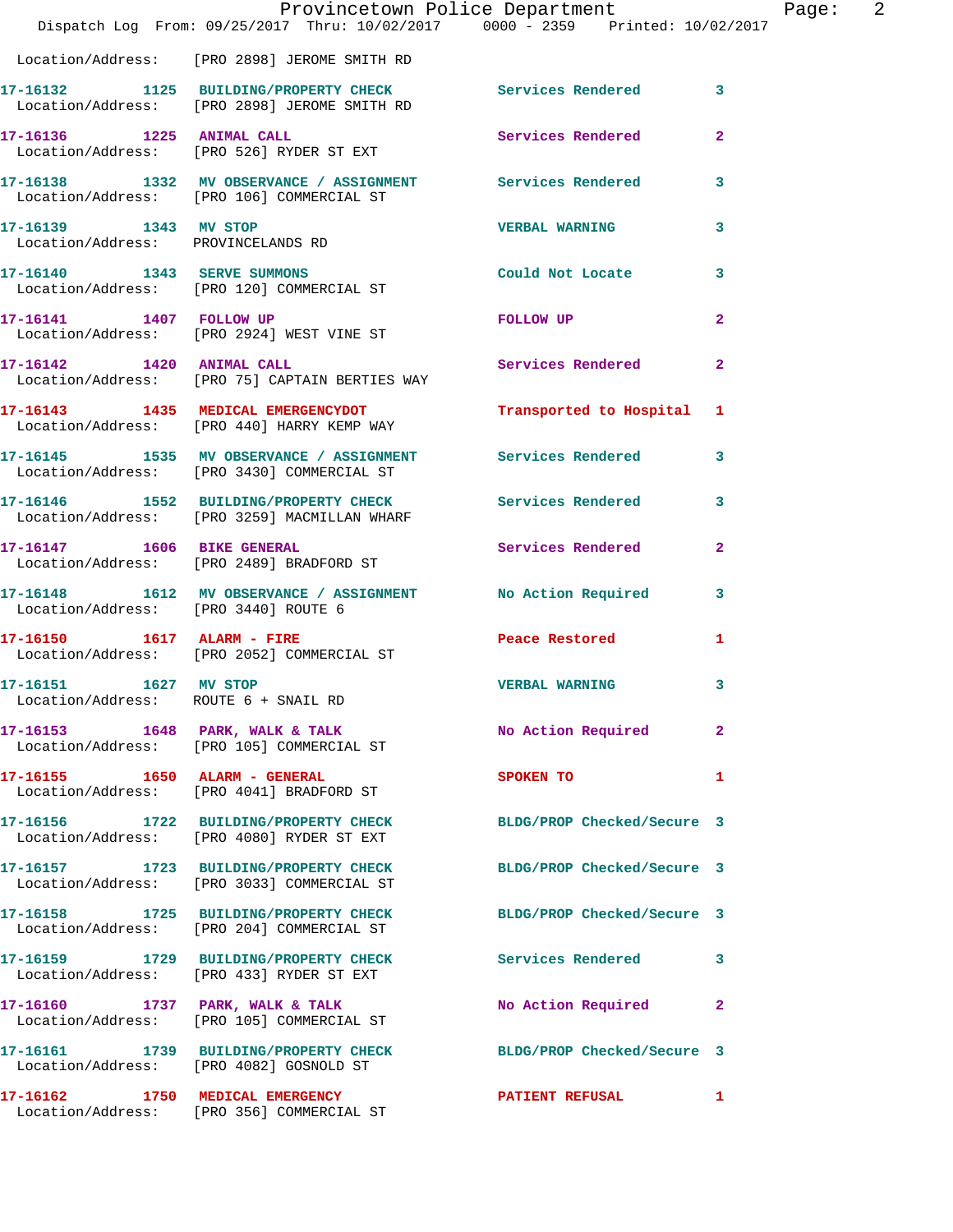Location/Address: [PRO 2898] JEROME SMITH RD

| Call Number | Time | Call Reason | Action | Priority |
|---|---|---|---|---|
| 17-16132 | 1125 | BUILDING/PROPERTY CHECK | Services Rendered | 3 |
| | | Location/Address: [PRO 2898] JEROME SMITH RD | | |
| 17-16136 | 1225 | ANIMAL CALL | Services Rendered | 2 |
| | | Location/Address: [PRO 526] RYDER ST EXT | | |
| 17-16138 | 1332 | MV OBSERVANCE / ASSIGNMENT | Services Rendered | 3 |
| | | Location/Address: [PRO 106] COMMERCIAL ST | | |
| 17-16139 | 1343 | MV STOP | VERBAL WARNING | 3 |
| | | Location/Address: PROVINCELANDS RD | | |
| 17-16140 | 1343 | SERVE SUMMONS | Could Not Locate | 3 |
| | | Location/Address: [PRO 120] COMMERCIAL ST | | |
| 17-16141 | 1407 | FOLLOW UP | FOLLOW UP | 2 |
| | | Location/Address: [PRO 2924] WEST VINE ST | | |
| 17-16142 | 1420 | ANIMAL CALL | Services Rendered | 2 |
| | | Location/Address: [PRO 75] CAPTAIN BERTIES WAY | | |
| 17-16143 | 1435 | MEDICAL EMERGENCYDOT | Transported to Hospital | 1 |
| | | Location/Address: [PRO 440] HARRY KEMP WAY | | |
| 17-16145 | 1535 | MV OBSERVANCE / ASSIGNMENT | Services Rendered | 3 |
| | | Location/Address: [PRO 3430] COMMERCIAL ST | | |
| 17-16146 | 1552 | BUILDING/PROPERTY CHECK | Services Rendered | 3 |
| | | Location/Address: [PRO 3259] MACMILLAN WHARF | | |
| 17-16147 | 1606 | BIKE GENERAL | Services Rendered | 2 |
| | | Location/Address: [PRO 2489] BRADFORD ST | | |
| 17-16148 | 1612 | MV OBSERVANCE / ASSIGNMENT | No Action Required | 3 |
| | | Location/Address: [PRO 3440] ROUTE 6 | | |
| 17-16150 | 1617 | ALARM - FIRE | Peace Restored | 1 |
| | | Location/Address: [PRO 2052] COMMERCIAL ST | | |
| 17-16151 | 1627 | MV STOP | VERBAL WARNING | 3 |
| | | Location/Address: ROUTE 6 + SNAIL RD | | |
| 17-16153 | 1648 | PARK, WALK & TALK | No Action Required | 2 |
| | | Location/Address: [PRO 105] COMMERCIAL ST | | |
| 17-16155 | 1650 | ALARM - GENERAL | SPOKEN TO | 1 |
| | | Location/Address: [PRO 4041] BRADFORD ST | | |
| 17-16156 | 1722 | BUILDING/PROPERTY CHECK | BLDG/PROP Checked/Secure | 3 |
| | | Location/Address: [PRO 4080] RYDER ST EXT | | |
| 17-16157 | 1723 | BUILDING/PROPERTY CHECK | BLDG/PROP Checked/Secure | 3 |
| | | Location/Address: [PRO 3033] COMMERCIAL ST | | |
| 17-16158 | 1725 | BUILDING/PROPERTY CHECK | BLDG/PROP Checked/Secure | 3 |
| | | Location/Address: [PRO 204] COMMERCIAL ST | | |
| 17-16159 | 1729 | BUILDING/PROPERTY CHECK | Services Rendered | 3 |
| | | Location/Address: [PRO 433] RYDER ST EXT | | |
| 17-16160 | 1737 | PARK, WALK & TALK | No Action Required | 2 |
| | | Location/Address: [PRO 105] COMMERCIAL ST | | |
| 17-16161 | 1739 | BUILDING/PROPERTY CHECK | BLDG/PROP Checked/Secure | 3 |
| | | Location/Address: [PRO 4082] GOSNOLD ST | | |
| 17-16162 | 1750 | MEDICAL EMERGENCY | PATIENT REFUSAL | 1 |
| | | Location/Address: [PRO 356] COMMERCIAL ST | | |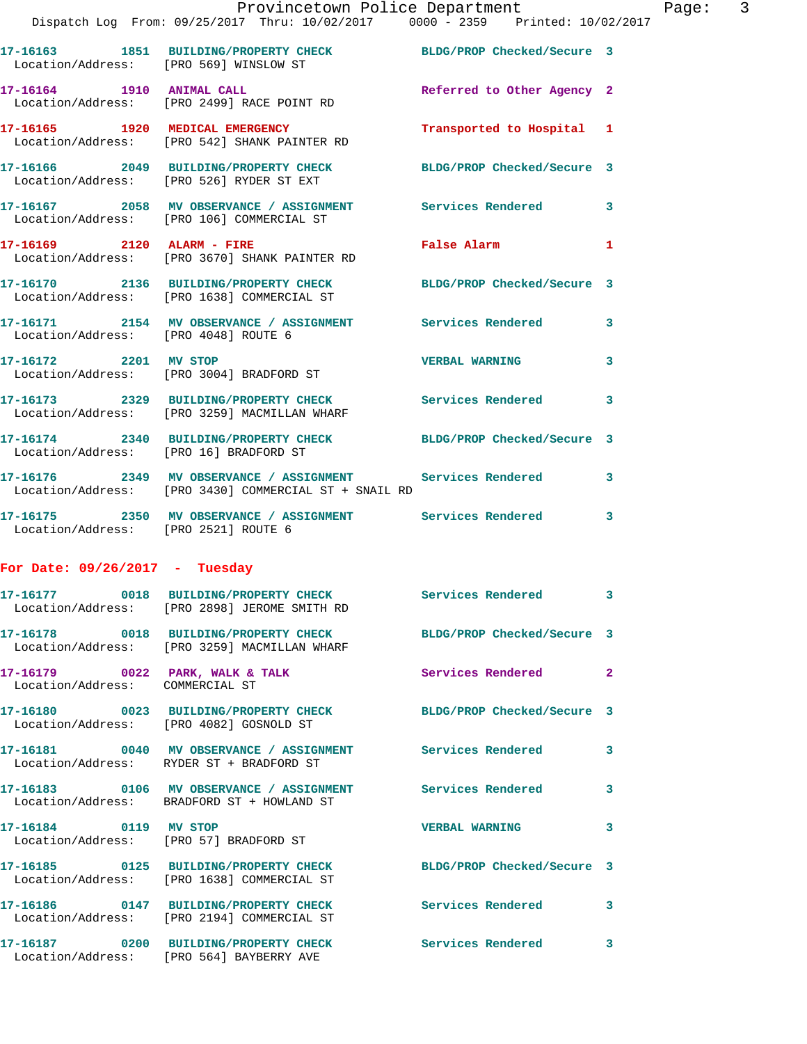17-16163 1851 BUILDING/PROPERTY CHECK BLDG/PROP Checked/Secure 3
Location/Address: [PRO 569] WINSLOW ST

17-16164 1910 ANIMAL CALL Referred to Other Agency 2
Location/Address: [PRO 2499] RACE POINT RD

17-16165 1920 MEDICAL EMERGENCY Transported to Hospital 1
Location/Address: [PRO 542] SHANK PAINTER RD

17-16166 2049 BUILDING/PROPERTY CHECK BLDG/PROP Checked/Secure 3
Location/Address: [PRO 526] RYDER ST EXT

17-16167 2058 MV OBSERVANCE / ASSIGNMENT Services Rendered 3
Location/Address: [PRO 106] COMMERCIAL ST

17-16169 2120 ALARM - FIRE False Alarm 1
Location/Address: [PRO 3670] SHANK PAINTER RD

17-16170 2136 BUILDING/PROPERTY CHECK BLDG/PROP Checked/Secure 3
Location/Address: [PRO 1638] COMMERCIAL ST

17-16171 2154 MV OBSERVANCE / ASSIGNMENT Services Rendered 3
Location/Address: [PRO 4048] ROUTE 6

17-16172 2201 MV STOP VERBAL WARNING 3
Location/Address: [PRO 3004] BRADFORD ST

17-16173 2329 BUILDING/PROPERTY CHECK Services Rendered 3
Location/Address: [PRO 3259] MACMILLAN WHARF

17-16174 2340 BUILDING/PROPERTY CHECK BLDG/PROP Checked/Secure 3
Location/Address: [PRO 16] BRADFORD ST

17-16176 2349 MV OBSERVANCE / ASSIGNMENT Services Rendered 3
Location/Address: [PRO 3430] COMMERCIAL ST + SNAIL RD

17-16175 2350 MV OBSERVANCE / ASSIGNMENT Services Rendered 3
Location/Address: [PRO 2521] ROUTE 6

**For Date: 09/26/2017 - Tuesday**

17-16177 0018 BUILDING/PROPERTY CHECK Services Rendered 3
Location/Address: [PRO 2898] JEROME SMITH RD

17-16178 0018 BUILDING/PROPERTY CHECK BLDG/PROP Checked/Secure 3
Location/Address: [PRO 3259] MACMILLAN WHARF

17-16179 0022 PARK, WALK & TALK Services Rendered 2
Location/Address: COMMERCIAL ST

17-16180 0023 BUILDING/PROPERTY CHECK BLDG/PROP Checked/Secure 3
Location/Address: [PRO 4082] GOSNOLD ST

17-16181 0040 MV OBSERVANCE / ASSIGNMENT Services Rendered 3
Location/Address: RYDER ST + BRADFORD ST

17-16183 0106 MV OBSERVANCE / ASSIGNMENT Services Rendered 3
Location/Address: BRADFORD ST + HOWLAND ST

17-16184 0119 MV STOP VERBAL WARNING 3
Location/Address: [PRO 57] BRADFORD ST

17-16185 0125 BUILDING/PROPERTY CHECK BLDG/PROP Checked/Secure 3
Location/Address: [PRO 1638] COMMERCIAL ST

17-16186 0147 BUILDING/PROPERTY CHECK Services Rendered 3
Location/Address: [PRO 2194] COMMERCIAL ST

17-16187 0200 BUILDING/PROPERTY CHECK Services Rendered 3
Location/Address: [PRO 564] BAYBERRY AVE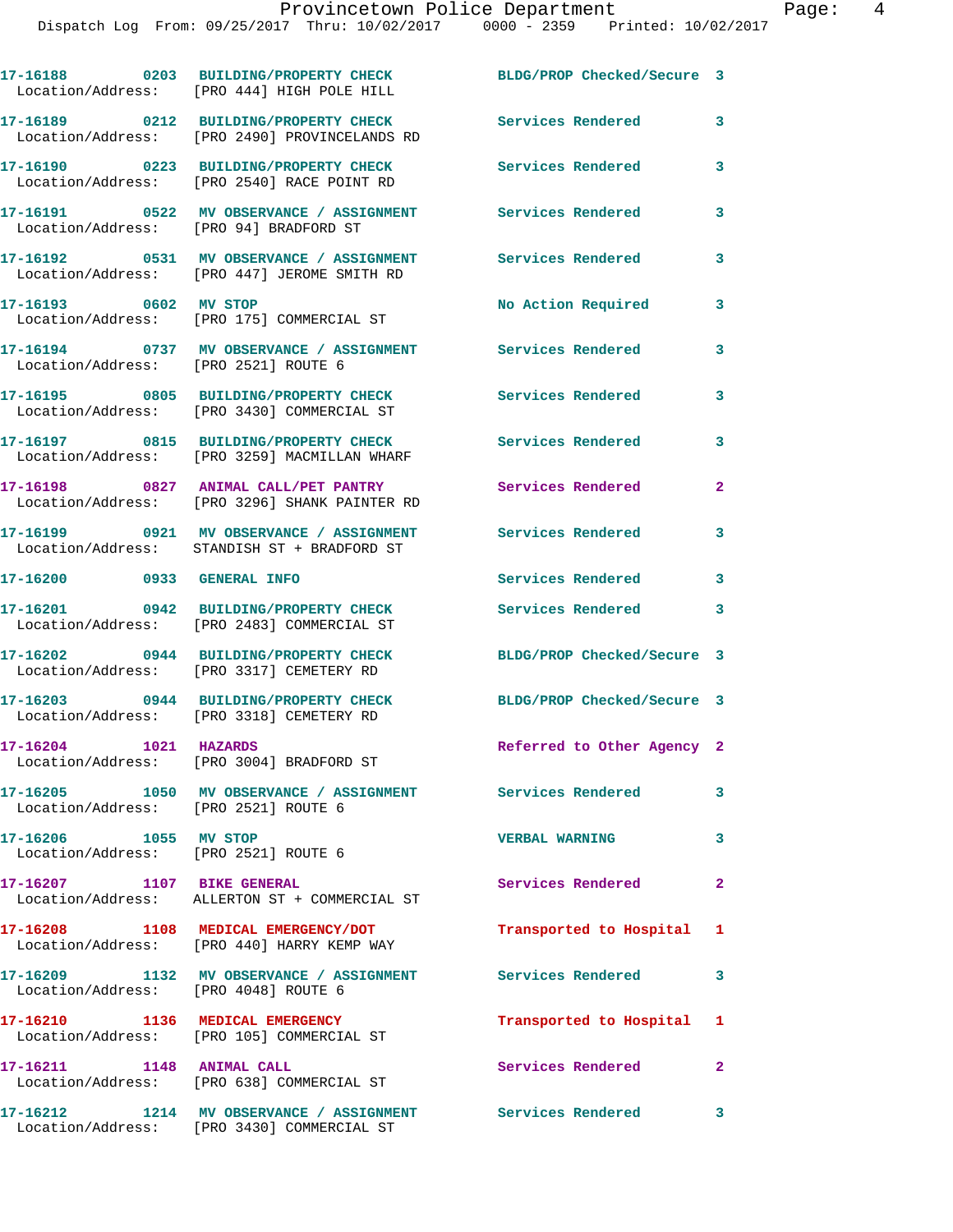17-16188 0203 BUILDING/PROPERTY CHECK BLDG/PROP Checked/Secure 3
Location/Address: [PRO 444] HIGH POLE HILL

17-16189 0212 BUILDING/PROPERTY CHECK Services Rendered 3
Location/Address: [PRO 2490] PROVINCELANDS RD

17-16190 0223 BUILDING/PROPERTY CHECK Services Rendered 3
Location/Address: [PRO 2540] RACE POINT RD

17-16191 0522 MV OBSERVANCE / ASSIGNMENT Services Rendered 3
Location/Address: [PRO 94] BRADFORD ST

17-16192 0531 MV OBSERVANCE / ASSIGNMENT Services Rendered 3
Location/Address: [PRO 447] JEROME SMITH RD

17-16193 0602 MV STOP No Action Required 3
Location/Address: [PRO 175] COMMERCIAL ST

17-16194 0737 MV OBSERVANCE / ASSIGNMENT Services Rendered 3
Location/Address: [PRO 2521] ROUTE 6

17-16195 0805 BUILDING/PROPERTY CHECK Services Rendered 3
Location/Address: [PRO 3430] COMMERCIAL ST

17-16197 0815 BUILDING/PROPERTY CHECK Services Rendered 3
Location/Address: [PRO 3259] MACMILLAN WHARF

17-16198 0827 ANIMAL CALL/PET PANTRY Services Rendered 2
Location/Address: [PRO 3296] SHANK PAINTER RD

17-16199 0921 MV OBSERVANCE / ASSIGNMENT Services Rendered 3
Location/Address: STANDISH ST + BRADFORD ST

17-16200 0933 GENERAL INFO Services Rendered 3

17-16201 0942 BUILDING/PROPERTY CHECK Services Rendered 3
Location/Address: [PRO 2483] COMMERCIAL ST

17-16202 0944 BUILDING/PROPERTY CHECK BLDG/PROP Checked/Secure 3
Location/Address: [PRO 3317] CEMETERY RD

17-16203 0944 BUILDING/PROPERTY CHECK BLDG/PROP Checked/Secure 3
Location/Address: [PRO 3318] CEMETERY RD

17-16204 1021 HAZARDS Referred to Other Agency 2
Location/Address: [PRO 3004] BRADFORD ST

17-16205 1050 MV OBSERVANCE / ASSIGNMENT Services Rendered 3
Location/Address: [PRO 2521] ROUTE 6

17-16206 1055 MV STOP VERBAL WARNING 3
Location/Address: [PRO 2521] ROUTE 6

17-16207 1107 BIKE GENERAL Services Rendered 2
Location/Address: ALLERTON ST + COMMERCIAL ST

17-16208 1108 MEDICAL EMERGENCY/DOT Transported to Hospital 1
Location/Address: [PRO 440] HARRY KEMP WAY

17-16209 1132 MV OBSERVANCE / ASSIGNMENT Services Rendered 3
Location/Address: [PRO 4048] ROUTE 6

17-16210 1136 MEDICAL EMERGENCY Transported to Hospital 1
Location/Address: [PRO 105] COMMERCIAL ST

17-16211 1148 ANIMAL CALL Services Rendered 2
Location/Address: [PRO 638] COMMERCIAL ST

17-16212 1214 MV OBSERVANCE / ASSIGNMENT Services Rendered 3
Location/Address: [PRO 3430] COMMERCIAL ST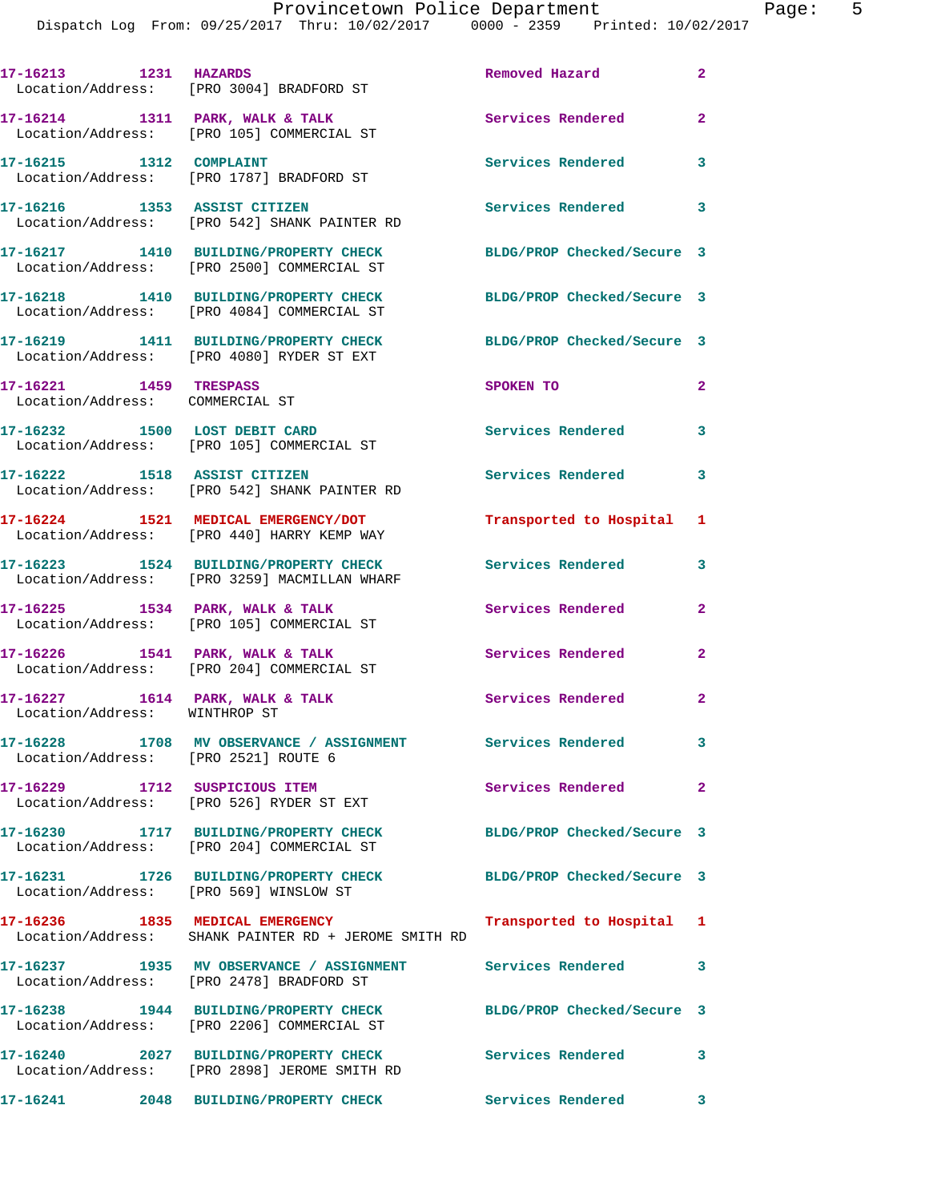| Call Number | Time | Call Reason | Action | Priority |
|---|---|---|---|---|
| 17-16213 | 1231 | HAZARDS | Removed Hazard | 2 |
| Location/Address: [PRO 3004] BRADFORD ST | | | | |
| 17-16214 | 1311 | PARK, WALK & TALK | Services Rendered | 2 |
| Location/Address: [PRO 105] COMMERCIAL ST | | | | |
| 17-16215 | 1312 | COMPLAINT | Services Rendered | 3 |
| Location/Address: [PRO 1787] BRADFORD ST | | | | |
| 17-16216 | 1353 | ASSIST CITIZEN | Services Rendered | 3 |
| Location/Address: [PRO 542] SHANK PAINTER RD | | | | |
| 17-16217 | 1410 | BUILDING/PROPERTY CHECK | BLDG/PROP Checked/Secure | 3 |
| Location/Address: [PRO 2500] COMMERCIAL ST | | | | |
| 17-16218 | 1410 | BUILDING/PROPERTY CHECK | BLDG/PROP Checked/Secure | 3 |
| Location/Address: [PRO 4084] COMMERCIAL ST | | | | |
| 17-16219 | 1411 | BUILDING/PROPERTY CHECK | BLDG/PROP Checked/Secure | 3 |
| Location/Address: [PRO 4080] RYDER ST EXT | | | | |
| 17-16221 | 1459 | TRESPASS | SPOKEN TO | 2 |
| Location/Address: COMMERCIAL ST | | | | |
| 17-16232 | 1500 | LOST DEBIT CARD | Services Rendered | 3 |
| Location/Address: [PRO 105] COMMERCIAL ST | | | | |
| 17-16222 | 1518 | ASSIST CITIZEN | Services Rendered | 3 |
| Location/Address: [PRO 542] SHANK PAINTER RD | | | | |
| 17-16224 | 1521 | MEDICAL EMERGENCY/DOT | Transported to Hospital | 1 |
| Location/Address: [PRO 440] HARRY KEMP WAY | | | | |
| 17-16223 | 1524 | BUILDING/PROPERTY CHECK | Services Rendered | 3 |
| Location/Address: [PRO 3259] MACMILLAN WHARF | | | | |
| 17-16225 | 1534 | PARK, WALK & TALK | Services Rendered | 2 |
| Location/Address: [PRO 105] COMMERCIAL ST | | | | |
| 17-16226 | 1541 | PARK, WALK & TALK | Services Rendered | 2 |
| Location/Address: [PRO 204] COMMERCIAL ST | | | | |
| 17-16227 | 1614 | PARK, WALK & TALK | Services Rendered | 2 |
| Location/Address: WINTHROP ST | | | | |
| 17-16228 | 1708 | MV OBSERVANCE / ASSIGNMENT | Services Rendered | 3 |
| Location/Address: [PRO 2521] ROUTE 6 | | | | |
| 17-16229 | 1712 | SUSPICIOUS ITEM | Services Rendered | 2 |
| Location/Address: [PRO 526] RYDER ST EXT | | | | |
| 17-16230 | 1717 | BUILDING/PROPERTY CHECK | BLDG/PROP Checked/Secure | 3 |
| Location/Address: [PRO 204] COMMERCIAL ST | | | | |
| 17-16231 | 1726 | BUILDING/PROPERTY CHECK | BLDG/PROP Checked/Secure | 3 |
| Location/Address: [PRO 569] WINSLOW ST | | | | |
| 17-16236 | 1835 | MEDICAL EMERGENCY | Transported to Hospital | 1 |
| Location/Address: SHANK PAINTER RD + JEROME SMITH RD | | | | |
| 17-16237 | 1935 | MV OBSERVANCE / ASSIGNMENT | Services Rendered | 3 |
| Location/Address: [PRO 2478] BRADFORD ST | | | | |
| 17-16238 | 1944 | BUILDING/PROPERTY CHECK | BLDG/PROP Checked/Secure | 3 |
| Location/Address: [PRO 2206] COMMERCIAL ST | | | | |
| 17-16240 | 2027 | BUILDING/PROPERTY CHECK | Services Rendered | 3 |
| Location/Address: [PRO 2898] JEROME SMITH RD | | | | |
| 17-16241 | 2048 | BUILDING/PROPERTY CHECK | Services Rendered | 3 |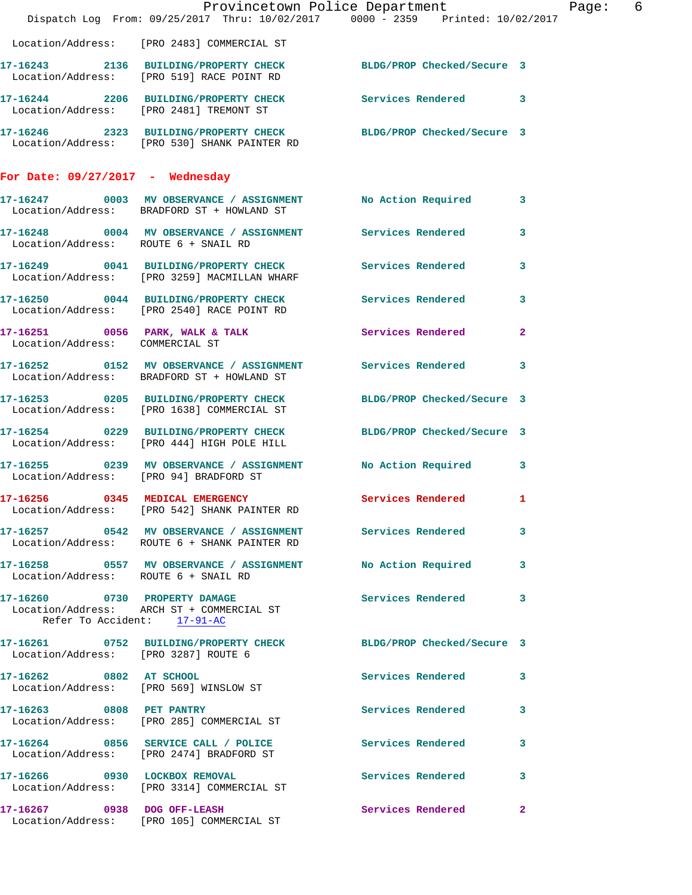Location/Address: [PRO 2483] COMMERCIAL ST

**17-16243** 2136 **BUILDING/PROPERTY CHECK** BLDG/PROP Checked/Secure 3
Location/Address: [PRO 519] RACE POINT RD

**17-16244** 2206 **BUILDING/PROPERTY CHECK** Services Rendered 3
Location/Address: [PRO 2481] TREMONT ST

**17-16246** 2323 **BUILDING/PROPERTY CHECK** BLDG/PROP Checked/Secure 3
Location/Address: [PRO 530] SHANK PAINTER RD

## For Date: 09/27/2017 - Wednesday

**17-16247** 0003 **MV OBSERVANCE / ASSIGNMENT** No Action Required 3
Location/Address: BRADFORD ST + HOWLAND ST

**17-16248** 0004 **MV OBSERVANCE / ASSIGNMENT** Services Rendered 3
Location/Address: ROUTE 6 + SNAIL RD

**17-16249** 0041 **BUILDING/PROPERTY CHECK** Services Rendered 3
Location/Address: [PRO 3259] MACMILLAN WHARF

**17-16250** 0044 **BUILDING/PROPERTY CHECK** Services Rendered 3
Location/Address: [PRO 2540] RACE POINT RD

**17-16251** 0056 **PARK, WALK & TALK** Services Rendered 2
Location/Address: COMMERCIAL ST

**17-16252** 0152 **MV OBSERVANCE / ASSIGNMENT** Services Rendered 3
Location/Address: BRADFORD ST + HOWLAND ST

**17-16253** 0205 **BUILDING/PROPERTY CHECK** BLDG/PROP Checked/Secure 3
Location/Address: [PRO 1638] COMMERCIAL ST

**17-16254** 0229 **BUILDING/PROPERTY CHECK** BLDG/PROP Checked/Secure 3
Location/Address: [PRO 444] HIGH POLE HILL

**17-16255** 0239 **MV OBSERVANCE / ASSIGNMENT** No Action Required 3
Location/Address: [PRO 94] BRADFORD ST

**17-16256** 0345 **MEDICAL EMERGENCY** Services Rendered 1
Location/Address: [PRO 542] SHANK PAINTER RD

**17-16257** 0542 **MV OBSERVANCE / ASSIGNMENT** Services Rendered 3
Location/Address: ROUTE 6 + SHANK PAINTER RD

**17-16258** 0557 **MV OBSERVANCE / ASSIGNMENT** No Action Required 3
Location/Address: ROUTE 6 + SNAIL RD

**17-16260** 0730 **PROPERTY DAMAGE** Services Rendered 3
Location/Address: ARCH ST + COMMERCIAL ST
Refer To Accident: 17-91-AC

**17-16261** 0752 **BUILDING/PROPERTY CHECK** BLDG/PROP Checked/Secure 3
Location/Address: [PRO 3287] ROUTE 6

**17-16262** 0802 **AT SCHOOL** Services Rendered 3
Location/Address: [PRO 569] WINSLOW ST

**17-16263** 0808 **PET PANTRY** Services Rendered 3
Location/Address: [PRO 285] COMMERCIAL ST

**17-16264** 0856 **SERVICE CALL / POLICE** Services Rendered 3
Location/Address: [PRO 2474] BRADFORD ST

**17-16266** 0930 **LOCKBOX REMOVAL** Services Rendered 3
Location/Address: [PRO 3314] COMMERCIAL ST

**17-16267** 0938 **DOG OFF-LEASH** Services Rendered 2
Location/Address: [PRO 105] COMMERCIAL ST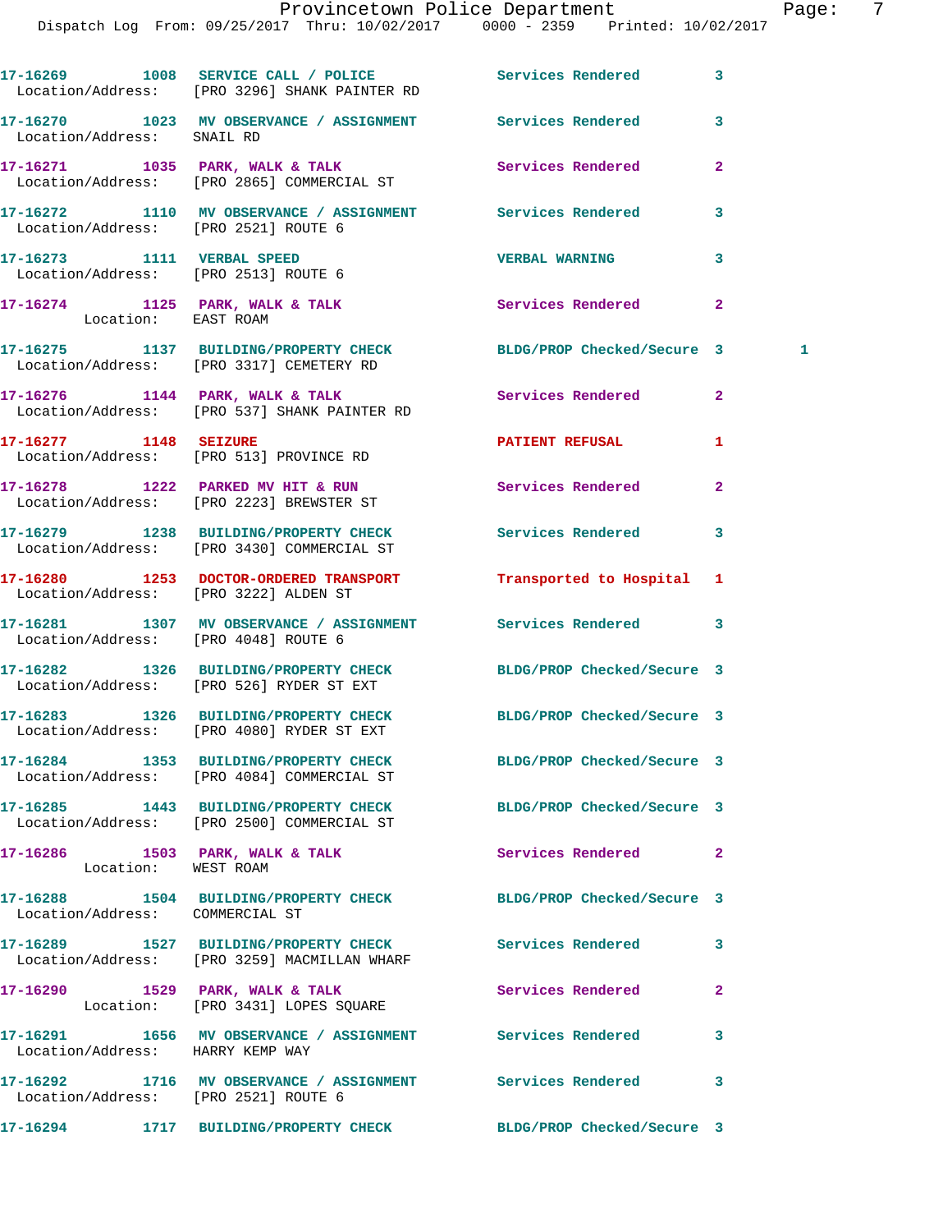17-16269 1008 SERVICE CALL / POLICE Services Rendered 3
Location/Address: [PRO 3296] SHANK PAINTER RD

17-16270 1023 MV OBSERVANCE / ASSIGNMENT Services Rendered 3
Location/Address: SNAIL RD

17-16271 1035 PARK, WALK & TALK Services Rendered 2
Location/Address: [PRO 2865] COMMERCIAL ST

17-16272 1110 MV OBSERVANCE / ASSIGNMENT Services Rendered 3
Location/Address: [PRO 2521] ROUTE 6

17-16273 1111 VERBAL SPEED VERBAL WARNING 3
Location/Address: [PRO 2513] ROUTE 6

17-16274 1125 PARK, WALK & TALK Services Rendered 2
Location: EAST ROAM

17-16275 1137 BUILDING/PROPERTY CHECK BLDG/PROP Checked/Secure 3 1
Location/Address: [PRO 3317] CEMETERY RD

17-16276 1144 PARK, WALK & TALK Services Rendered 2
Location/Address: [PRO 537] SHANK PAINTER RD

17-16277 1148 SEIZURE PATIENT REFUSAL 1
Location/Address: [PRO 513] PROVINCE RD

17-16278 1222 PARKED MV HIT & RUN Services Rendered 2
Location/Address: [PRO 2223] BREWSTER ST

17-16279 1238 BUILDING/PROPERTY CHECK Services Rendered 3
Location/Address: [PRO 3430] COMMERCIAL ST

17-16280 1253 DOCTOR-ORDERED TRANSPORT Transported to Hospital 1
Location/Address: [PRO 3222] ALDEN ST

17-16281 1307 MV OBSERVANCE / ASSIGNMENT Services Rendered 3
Location/Address: [PRO 4048] ROUTE 6

17-16282 1326 BUILDING/PROPERTY CHECK BLDG/PROP Checked/Secure 3
Location/Address: [PRO 526] RYDER ST EXT

17-16283 1326 BUILDING/PROPERTY CHECK BLDG/PROP Checked/Secure 3
Location/Address: [PRO 4080] RYDER ST EXT

17-16284 1353 BUILDING/PROPERTY CHECK BLDG/PROP Checked/Secure 3
Location/Address: [PRO 4084] COMMERCIAL ST

17-16285 1443 BUILDING/PROPERTY CHECK BLDG/PROP Checked/Secure 3
Location/Address: [PRO 2500] COMMERCIAL ST

17-16286 1503 PARK, WALK & TALK Services Rendered 2
Location: WEST ROAM

17-16288 1504 BUILDING/PROPERTY CHECK BLDG/PROP Checked/Secure 3
Location/Address: COMMERCIAL ST

17-16289 1527 BUILDING/PROPERTY CHECK Services Rendered 3
Location/Address: [PRO 3259] MACMILLAN WHARF

17-16290 1529 PARK, WALK & TALK Services Rendered 2
Location: [PRO 3431] LOPES SQUARE

17-16291 1656 MV OBSERVANCE / ASSIGNMENT Services Rendered 3
Location/Address: HARRY KEMP WAY

17-16292 1716 MV OBSERVANCE / ASSIGNMENT Services Rendered 3
Location/Address: [PRO 2521] ROUTE 6

17-16294 1717 BUILDING/PROPERTY CHECK BLDG/PROP Checked/Secure 3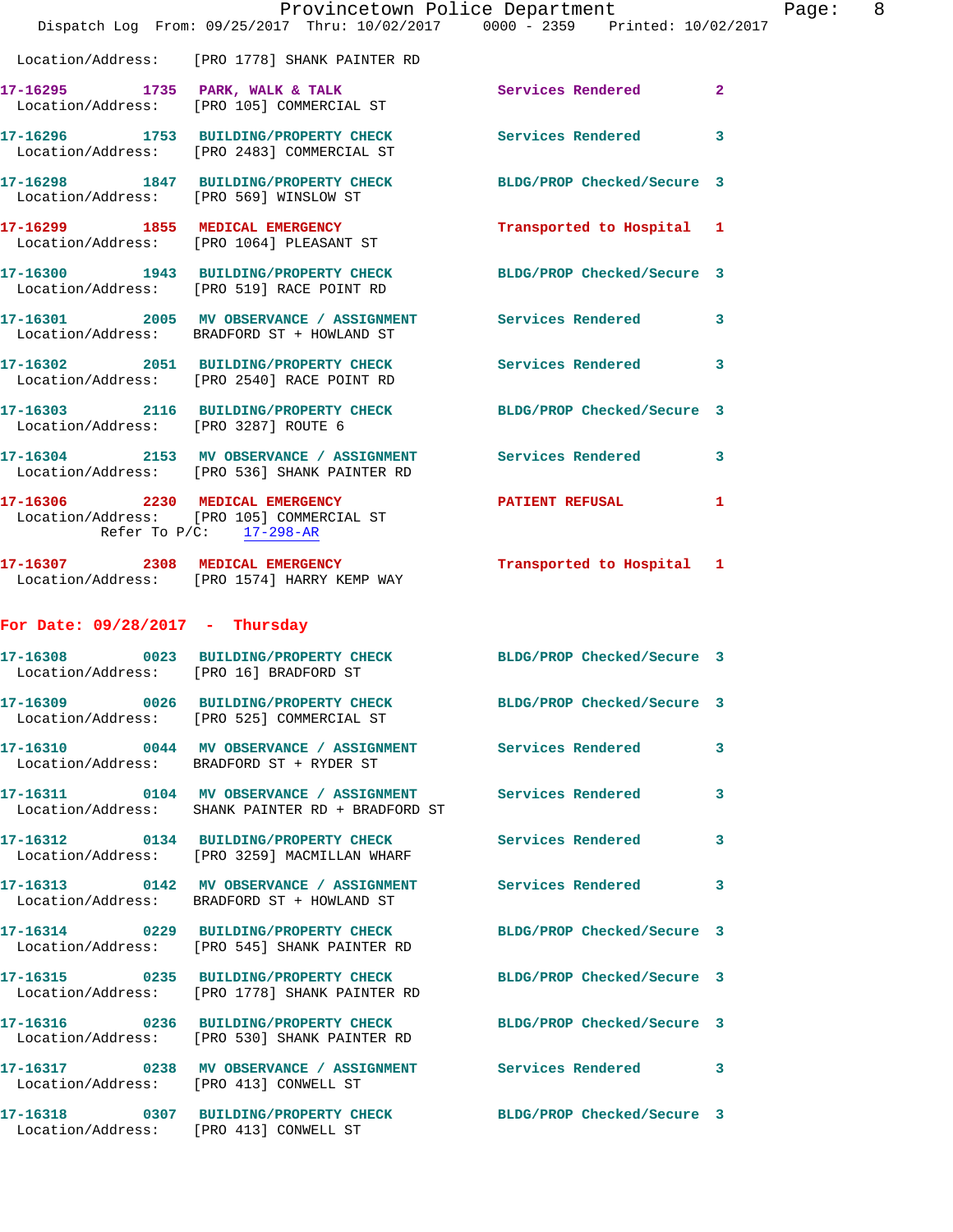Location/Address: [PRO 1778] SHANK PAINTER RD

**17-16295** 1735 **PARK, WALK & TALK** Services Rendered 2
Location/Address: [PRO 105] COMMERCIAL ST

**17-16296** 1753 **BUILDING/PROPERTY CHECK** Services Rendered 3
Location/Address: [PRO 2483] COMMERCIAL ST

**17-16298** 1847 **BUILDING/PROPERTY CHECK** BLDG/PROP Checked/Secure 3
Location/Address: [PRO 569] WINSLOW ST

**17-16299** 1855 **MEDICAL EMERGENCY** Transported to Hospital 1
Location/Address: [PRO 1064] PLEASANT ST

**17-16300** 1943 **BUILDING/PROPERTY CHECK** BLDG/PROP Checked/Secure 3
Location/Address: [PRO 519] RACE POINT RD

**17-16301** 2005 **MV OBSERVANCE / ASSIGNMENT** Services Rendered 3
Location/Address: BRADFORD ST + HOWLAND ST

**17-16302** 2051 **BUILDING/PROPERTY CHECK** Services Rendered 3
Location/Address: [PRO 2540] RACE POINT RD

**17-16303** 2116 **BUILDING/PROPERTY CHECK** BLDG/PROP Checked/Secure 3
Location/Address: [PRO 3287] ROUTE 6

**17-16304** 2153 **MV OBSERVANCE / ASSIGNMENT** Services Rendered 3
Location/Address: [PRO 536] SHANK PAINTER RD

**17-16306** 2230 **MEDICAL EMERGENCY** PATIENT REFUSAL 1
Location/Address: [PRO 105] COMMERCIAL ST
Refer To P/C: 17-298-AR

**17-16307** 2308 **MEDICAL EMERGENCY** Transported to Hospital 1
Location/Address: [PRO 1574] HARRY KEMP WAY

## For Date: 09/28/2017 - Thursday

**17-16308** 0023 **BUILDING/PROPERTY CHECK** BLDG/PROP Checked/Secure 3
Location/Address: [PRO 16] BRADFORD ST

**17-16309** 0026 **BUILDING/PROPERTY CHECK** BLDG/PROP Checked/Secure 3
Location/Address: [PRO 525] COMMERCIAL ST

**17-16310** 0044 **MV OBSERVANCE / ASSIGNMENT** Services Rendered 3
Location/Address: BRADFORD ST + RYDER ST

**17-16311** 0104 **MV OBSERVANCE / ASSIGNMENT** Services Rendered 3
Location/Address: SHANK PAINTER RD + BRADFORD ST

**17-16312** 0134 **BUILDING/PROPERTY CHECK** Services Rendered 3
Location/Address: [PRO 3259] MACMILLAN WHARF

**17-16313** 0142 **MV OBSERVANCE / ASSIGNMENT** Services Rendered 3
Location/Address: BRADFORD ST + HOWLAND ST

**17-16314** 0229 **BUILDING/PROPERTY CHECK** BLDG/PROP Checked/Secure 3
Location/Address: [PRO 545] SHANK PAINTER RD

**17-16315** 0235 **BUILDING/PROPERTY CHECK** BLDG/PROP Checked/Secure 3
Location/Address: [PRO 1778] SHANK PAINTER RD

**17-16316** 0236 **BUILDING/PROPERTY CHECK** BLDG/PROP Checked/Secure 3
Location/Address: [PRO 530] SHANK PAINTER RD

**17-16317** 0238 **MV OBSERVANCE / ASSIGNMENT** Services Rendered 3
Location/Address: [PRO 413] CONWELL ST

**17-16318** 0307 **BUILDING/PROPERTY CHECK** BLDG/PROP Checked/Secure 3
Location/Address: [PRO 413] CONWELL ST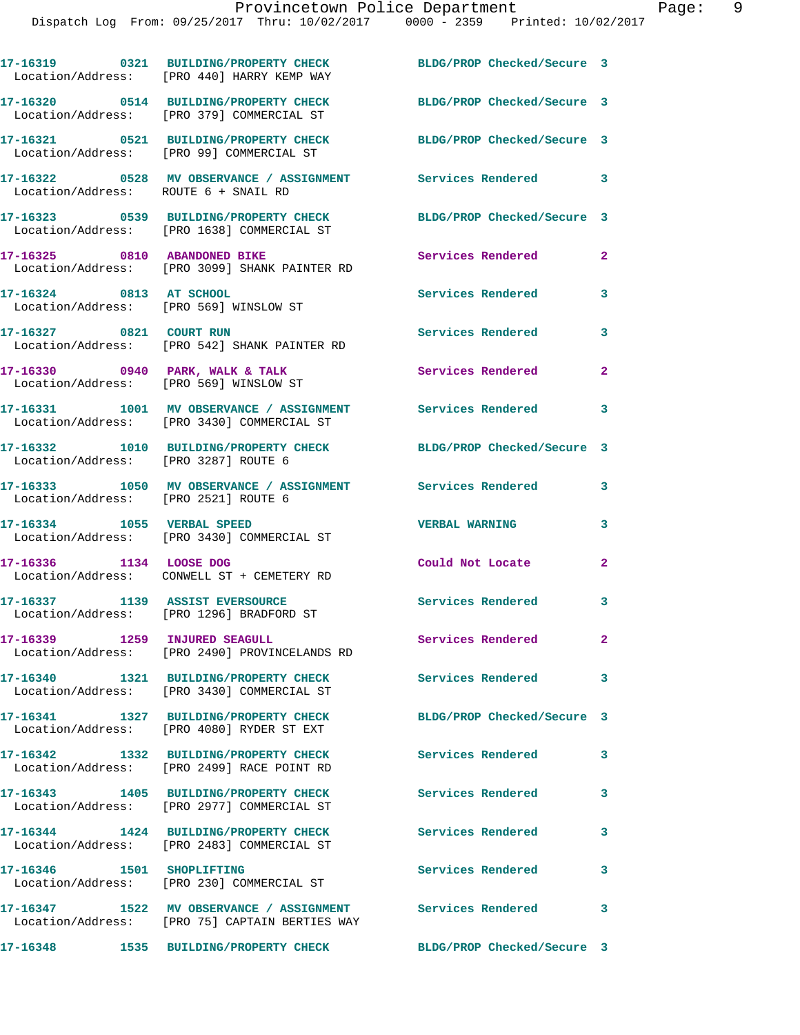| Call # | Time | Call Type | Disposition | Priority |
|---|---|---|---|---|
| 17-16319 | 0321 | BUILDING/PROPERTY CHECK | BLDG/PROP Checked/Secure | 3 |
| Location/Address: [PRO 440] HARRY KEMP WAY | | | | |
| 17-16320 | 0514 | BUILDING/PROPERTY CHECK | BLDG/PROP Checked/Secure | 3 |
| Location/Address: [PRO 379] COMMERCIAL ST | | | | |
| 17-16321 | 0521 | BUILDING/PROPERTY CHECK | BLDG/PROP Checked/Secure | 3 |
| Location/Address: [PRO 99] COMMERCIAL ST | | | | |
| 17-16322 | 0528 | MV OBSERVANCE / ASSIGNMENT | Services Rendered | 3 |
| Location/Address: ROUTE 6 + SNAIL RD | | | | |
| 17-16323 | 0539 | BUILDING/PROPERTY CHECK | BLDG/PROP Checked/Secure | 3 |
| Location/Address: [PRO 1638] COMMERCIAL ST | | | | |
| 17-16325 | 0810 | ABANDONED BIKE | Services Rendered | 2 |
| Location/Address: [PRO 3099] SHANK PAINTER RD | | | | |
| 17-16324 | 0813 | AT SCHOOL | Services Rendered | 3 |
| Location/Address: [PRO 569] WINSLOW ST | | | | |
| 17-16327 | 0821 | COURT RUN | Services Rendered | 3 |
| Location/Address: [PRO 542] SHANK PAINTER RD | | | | |
| 17-16330 | 0940 | PARK, WALK & TALK | Services Rendered | 2 |
| Location/Address: [PRO 569] WINSLOW ST | | | | |
| 17-16331 | 1001 | MV OBSERVANCE / ASSIGNMENT | Services Rendered | 3 |
| Location/Address: [PRO 3430] COMMERCIAL ST | | | | |
| 17-16332 | 1010 | BUILDING/PROPERTY CHECK | BLDG/PROP Checked/Secure | 3 |
| Location/Address: [PRO 3287] ROUTE 6 | | | | |
| 17-16333 | 1050 | MV OBSERVANCE / ASSIGNMENT | Services Rendered | 3 |
| Location/Address: [PRO 2521] ROUTE 6 | | | | |
| 17-16334 | 1055 | VERBAL SPEED | VERBAL WARNING | 3 |
| Location/Address: [PRO 3430] COMMERCIAL ST | | | | |
| 17-16336 | 1134 | LOOSE DOG | Could Not Locate | 2 |
| Location/Address: CONWELL ST + CEMETERY RD | | | | |
| 17-16337 | 1139 | ASSIST EVERSOURCE | Services Rendered | 3 |
| Location/Address: [PRO 1296] BRADFORD ST | | | | |
| 17-16339 | 1259 | INJURED SEAGULL | Services Rendered | 2 |
| Location/Address: [PRO 2490] PROVINCELANDS RD | | | | |
| 17-16340 | 1321 | BUILDING/PROPERTY CHECK | Services Rendered | 3 |
| Location/Address: [PRO 3430] COMMERCIAL ST | | | | |
| 17-16341 | 1327 | BUILDING/PROPERTY CHECK | BLDG/PROP Checked/Secure | 3 |
| Location/Address: [PRO 4080] RYDER ST EXT | | | | |
| 17-16342 | 1332 | BUILDING/PROPERTY CHECK | Services Rendered | 3 |
| Location/Address: [PRO 2499] RACE POINT RD | | | | |
| 17-16343 | 1405 | BUILDING/PROPERTY CHECK | Services Rendered | 3 |
| Location/Address: [PRO 2977] COMMERCIAL ST | | | | |
| 17-16344 | 1424 | BUILDING/PROPERTY CHECK | Services Rendered | 3 |
| Location/Address: [PRO 2483] COMMERCIAL ST | | | | |
| 17-16346 | 1501 | SHOPLIFTING | Services Rendered | 3 |
| Location/Address: [PRO 230] COMMERCIAL ST | | | | |
| 17-16347 | 1522 | MV OBSERVANCE / ASSIGNMENT | Services Rendered | 3 |
| Location/Address: [PRO 75] CAPTAIN BERTIES WAY | | | | |
| 17-16348 | 1535 | BUILDING/PROPERTY CHECK | BLDG/PROP Checked/Secure | 3 |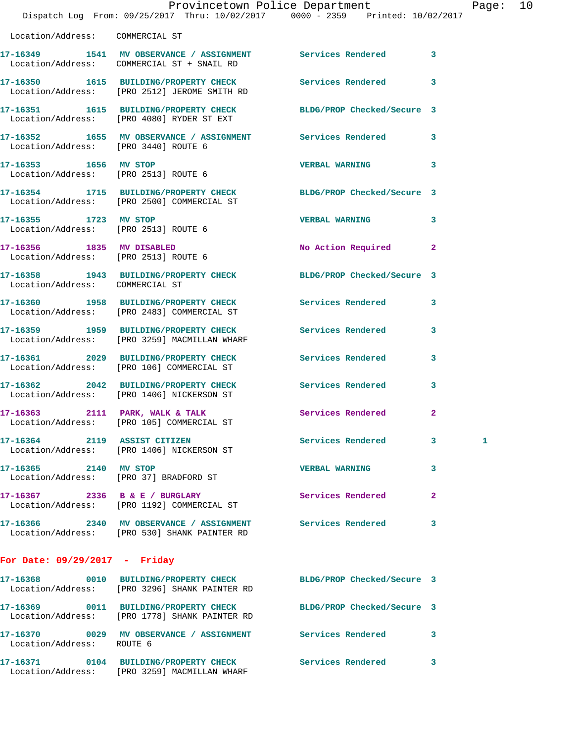Location/Address: COMMERCIAL ST

17-16349 1541 MV OBSERVATION / ASSIGNMENT Services Rendered 3
Location/Address: COMMERCIAL ST + SNAIL RD

17-16350 1615 BUILDING/PROPERTY CHECK Services Rendered 3
Location/Address: [PRO 2512] JEROME SMITH RD

17-16351 1615 BUILDING/PROPERTY CHECK BLDG/PROP Checked/Secure 3
Location/Address: [PRO 4080] RYDER ST EXT

17-16352 1655 MV OBSERVATION / ASSIGNMENT Services Rendered 3
Location/Address: [PRO 3440] ROUTE 6

17-16353 1656 MV STOP VERBAL WARNING 3
Location/Address: [PRO 2513] ROUTE 6

17-16354 1715 BUILDING/PROPERTY CHECK BLDG/PROP Checked/Secure 3
Location/Address: [PRO 2500] COMMERCIAL ST

17-16355 1723 MV STOP VERBAL WARNING 3
Location/Address: [PRO 2513] ROUTE 6

17-16356 1835 MV DISABLED No Action Required 2
Location/Address: [PRO 2513] ROUTE 6

17-16358 1943 BUILDING/PROPERTY CHECK BLDG/PROP Checked/Secure 3
Location/Address: COMMERCIAL ST

17-16360 1958 BUILDING/PROPERTY CHECK Services Rendered 3
Location/Address: [PRO 2483] COMMERCIAL ST

17-16359 1959 BUILDING/PROPERTY CHECK Services Rendered 3
Location/Address: [PRO 3259] MACMILLAN WHARF

17-16361 2029 BUILDING/PROPERTY CHECK Services Rendered 3
Location/Address: [PRO 106] COMMERCIAL ST

17-16362 2042 BUILDING/PROPERTY CHECK Services Rendered 3
Location/Address: [PRO 1406] NICKERSON ST

17-16363 2111 PARK, WALK & TALK Services Rendered 2
Location/Address: [PRO 105] COMMERCIAL ST

17-16364 2119 ASSIST CITIZEN Services Rendered 3 1
Location/Address: [PRO 1406] NICKERSON ST

17-16365 2140 MV STOP VERBAL WARNING 3
Location/Address: [PRO 37] BRADFORD ST

17-16367 2336 B & E / BURGLARY Services Rendered 2
Location/Address: [PRO 1192] COMMERCIAL ST

17-16366 2340 MV OBSERVATION / ASSIGNMENT Services Rendered 3
Location/Address: [PRO 530] SHANK PAINTER RD

## For Date: 09/29/2017 - Friday

17-16368 0010 BUILDING/PROPERTY CHECK BLDG/PROP Checked/Secure 3
Location/Address: [PRO 3296] SHANK PAINTER RD

17-16369 0011 BUILDING/PROPERTY CHECK BLDG/PROP Checked/Secure 3
Location/Address: [PRO 1778] SHANK PAINTER RD

17-16370 0029 MV OBSERVATION / ASSIGNMENT Services Rendered 3
Location/Address: ROUTE 6

17-16371 0104 BUILDING/PROPERTY CHECK Services Rendered 3
Location/Address: [PRO 3259] MACMILLAN WHARF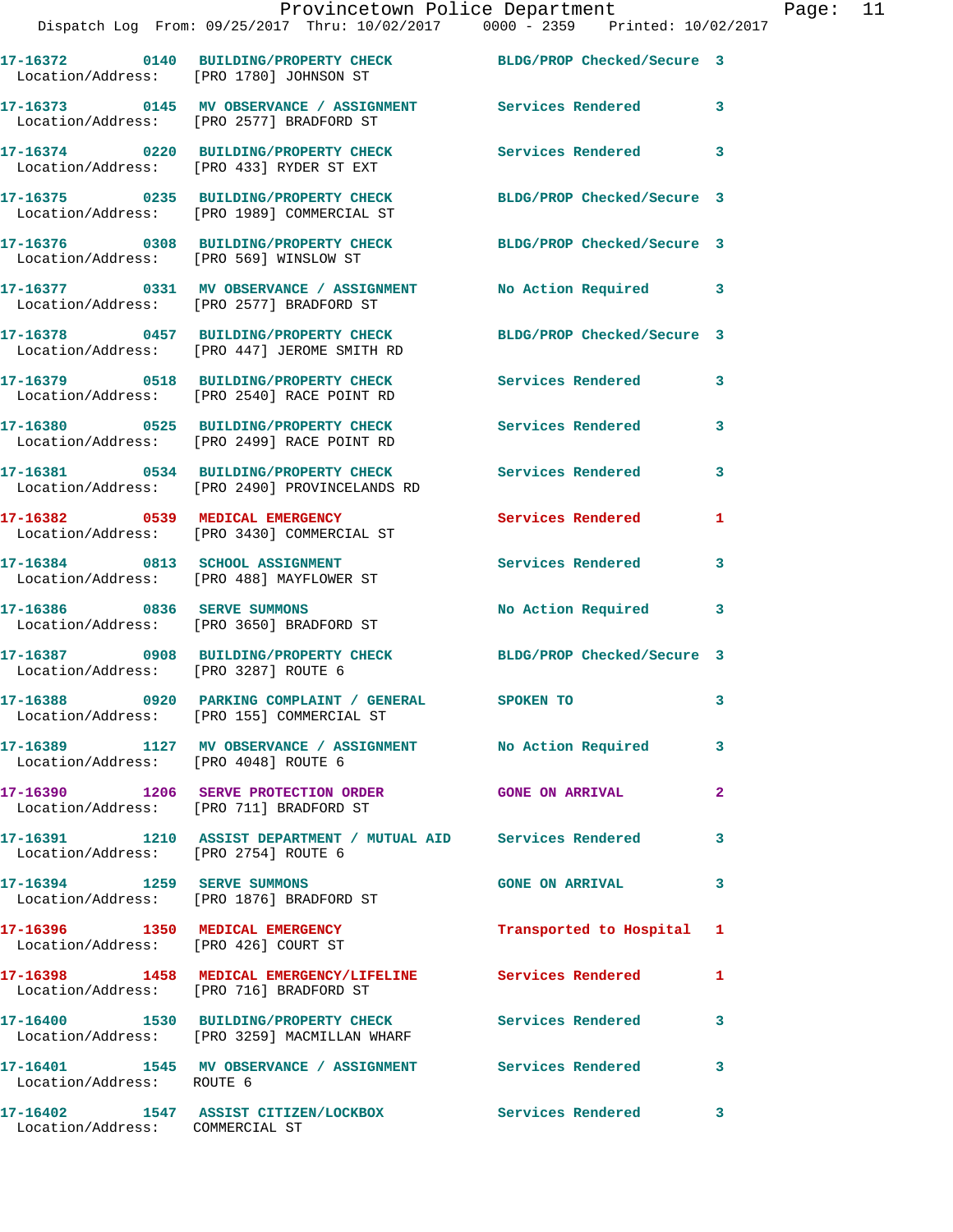| Call Number | Time | Call Reason | Action | Priority |
|---|---|---|---|---|
| 17-16372 | 0140 | BUILDING/PROPERTY CHECK | BLDG/PROP Checked/Secure | 3 |
| Location/Address: | [PRO 1780] JOHNSON ST | | | |
| 17-16373 | 0145 | MV OBSERVANCE / ASSIGNMENT | Services Rendered | 3 |
| Location/Address: | [PRO 2577] BRADFORD ST | | | |
| 17-16374 | 0220 | BUILDING/PROPERTY CHECK | Services Rendered | 3 |
| Location/Address: | [PRO 433] RYDER ST EXT | | | |
| 17-16375 | 0235 | BUILDING/PROPERTY CHECK | BLDG/PROP Checked/Secure | 3 |
| Location/Address: | [PRO 1989] COMMERCIAL ST | | | |
| 17-16376 | 0308 | BUILDING/PROPERTY CHECK | BLDG/PROP Checked/Secure | 3 |
| Location/Address: | [PRO 569] WINSLOW ST | | | |
| 17-16377 | 0331 | MV OBSERVANCE / ASSIGNMENT | No Action Required | 3 |
| Location/Address: | [PRO 2577] BRADFORD ST | | | |
| 17-16378 | 0457 | BUILDING/PROPERTY CHECK | BLDG/PROP Checked/Secure | 3 |
| Location/Address: | [PRO 447] JEROME SMITH RD | | | |
| 17-16379 | 0518 | BUILDING/PROPERTY CHECK | Services Rendered | 3 |
| Location/Address: | [PRO 2540] RACE POINT RD | | | |
| 17-16380 | 0525 | BUILDING/PROPERTY CHECK | Services Rendered | 3 |
| Location/Address: | [PRO 2499] RACE POINT RD | | | |
| 17-16381 | 0534 | BUILDING/PROPERTY CHECK | Services Rendered | 3 |
| Location/Address: | [PRO 2490] PROVINCELANDS RD | | | |
| 17-16382 | 0539 | MEDICAL EMERGENCY | Services Rendered | 1 |
| Location/Address: | [PRO 3430] COMMERCIAL ST | | | |
| 17-16384 | 0813 | SCHOOL ASSIGNMENT | Services Rendered | 3 |
| Location/Address: | [PRO 488] MAYFLOWER ST | | | |
| 17-16386 | 0836 | SERVE SUMMONS | No Action Required | 3 |
| Location/Address: | [PRO 3650] BRADFORD ST | | | |
| 17-16387 | 0908 | BUILDING/PROPERTY CHECK | BLDG/PROP Checked/Secure | 3 |
| Location/Address: | [PRO 3287] ROUTE 6 | | | |
| 17-16388 | 0920 | PARKING COMPLAINT / GENERAL | SPOKEN TO | 3 |
| Location/Address: | [PRO 155] COMMERCIAL ST | | | |
| 17-16389 | 1127 | MV OBSERVANCE / ASSIGNMENT | No Action Required | 3 |
| Location/Address: | [PRO 4048] ROUTE 6 | | | |
| 17-16390 | 1206 | SERVE PROTECTION ORDER | GONE ON ARRIVAL | 2 |
| Location/Address: | [PRO 711] BRADFORD ST | | | |
| 17-16391 | 1210 | ASSIST DEPARTMENT / MUTUAL AID | Services Rendered | 3 |
| Location/Address: | [PRO 2754] ROUTE 6 | | | |
| 17-16394 | 1259 | SERVE SUMMONS | GONE ON ARRIVAL | 3 |
| Location/Address: | [PRO 1876] BRADFORD ST | | | |
| 17-16396 | 1350 | MEDICAL EMERGENCY | Transported to Hospital | 1 |
| Location/Address: | [PRO 426] COURT ST | | | |
| 17-16398 | 1458 | MEDICAL EMERGENCY/LIFELINE | Services Rendered | 1 |
| Location/Address: | [PRO 716] BRADFORD ST | | | |
| 17-16400 | 1530 | BUILDING/PROPERTY CHECK | Services Rendered | 3 |
| Location/Address: | [PRO 3259] MACMILLAN WHARF | | | |
| 17-16401 | 1545 | MV OBSERVANCE / ASSIGNMENT | Services Rendered | 3 |
| Location/Address: | ROUTE 6 | | | |
| 17-16402 | 1547 | ASSIST CITIZEN/LOCKBOX | Services Rendered | 3 |
| Location/Address: | COMMERCIAL ST | | | |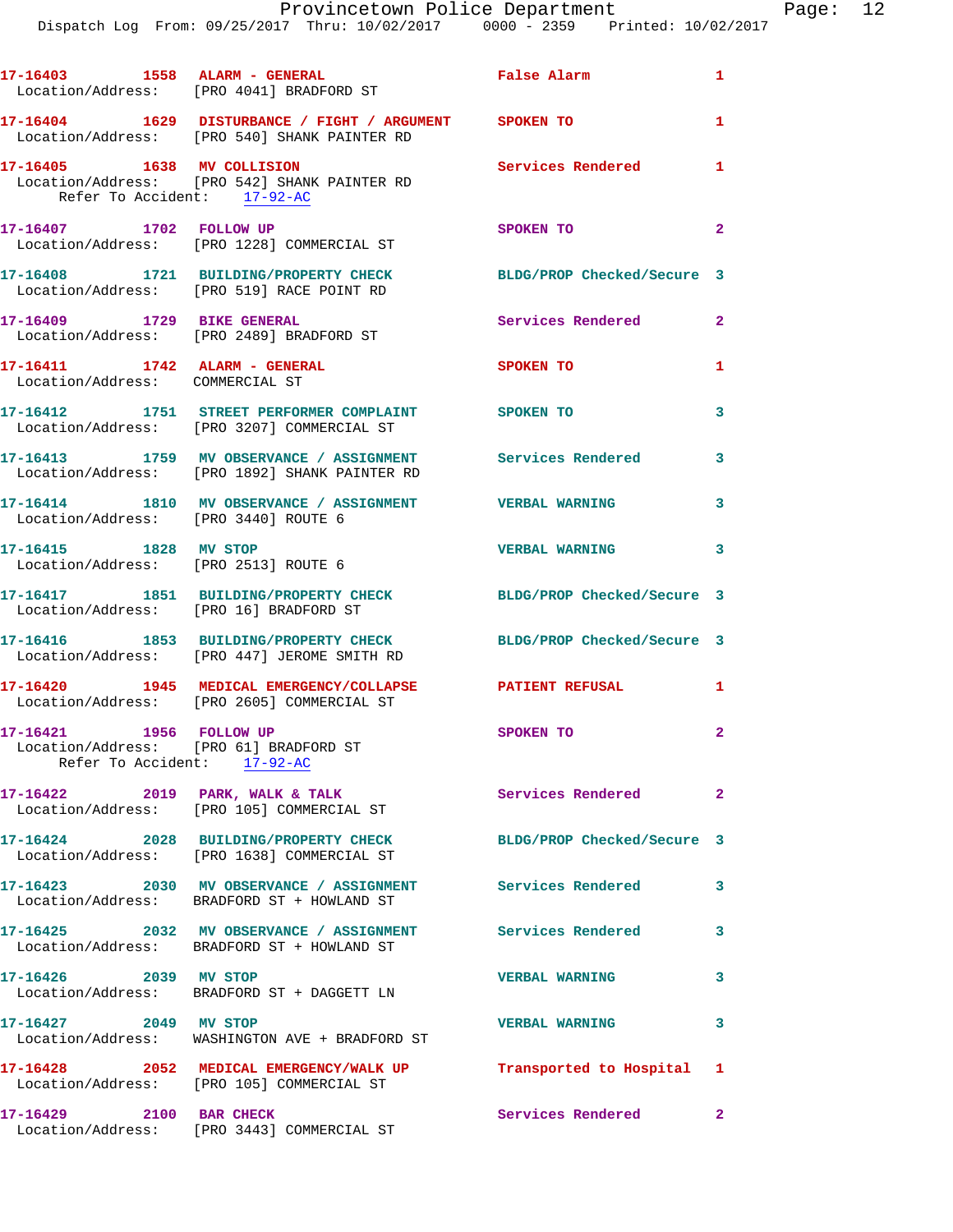17-16403 1558 ALARM - GENERAL False Alarm 1
Location/Address: [PRO 4041] BRADFORD ST

17-16404 1629 DISTURBANCE / FIGHT / ARGUMENT SPOKEN TO 1
Location/Address: [PRO 540] SHANK PAINTER RD

17-16405 1638 MV COLLISION Services Rendered 1
Location/Address: [PRO 542] SHANK PAINTER RD
Refer To Accident: 17-92-AC

17-16407 1702 FOLLOW UP SPOKEN TO 2
Location/Address: [PRO 1228] COMMERCIAL ST

17-16408 1721 BUILDING/PROPERTY CHECK BLDG/PROP Checked/Secure 3
Location/Address: [PRO 519] RACE POINT RD

17-16409 1729 BIKE GENERAL Services Rendered 2
Location/Address: [PRO 2489] BRADFORD ST

17-16411 1742 ALARM - GENERAL SPOKEN TO 1
Location/Address: COMMERCIAL ST

17-16412 1751 STREET PERFORMER COMPLAINT SPOKEN TO 3
Location/Address: [PRO 3207] COMMERCIAL ST

17-16413 1759 MV OBSERVANCE / ASSIGNMENT Services Rendered 3
Location/Address: [PRO 1892] SHANK PAINTER RD

17-16414 1810 MV OBSERVANCE / ASSIGNMENT VERBAL WARNING 3
Location/Address: [PRO 3440] ROUTE 6

17-16415 1828 MV STOP VERBAL WARNING 3
Location/Address: [PRO 2513] ROUTE 6

17-16417 1851 BUILDING/PROPERTY CHECK BLDG/PROP Checked/Secure 3
Location/Address: [PRO 16] BRADFORD ST

17-16416 1853 BUILDING/PROPERTY CHECK BLDG/PROP Checked/Secure 3
Location/Address: [PRO 447] JEROME SMITH RD

17-16420 1945 MEDICAL EMERGENCY/COLLAPSE PATIENT REFUSAL 1
Location/Address: [PRO 2605] COMMERCIAL ST

17-16421 1956 FOLLOW UP SPOKEN TO 2
Location/Address: [PRO 61] BRADFORD ST
Refer To Accident: 17-92-AC

17-16422 2019 PARK, WALK & TALK Services Rendered 2
Location/Address: [PRO 105] COMMERCIAL ST

17-16424 2028 BUILDING/PROPERTY CHECK BLDG/PROP Checked/Secure 3
Location/Address: [PRO 1638] COMMERCIAL ST

17-16423 2030 MV OBSERVANCE / ASSIGNMENT Services Rendered 3
Location/Address: BRADFORD ST + HOWLAND ST

17-16425 2032 MV OBSERVANCE / ASSIGNMENT Services Rendered 3
Location/Address: BRADFORD ST + HOWLAND ST

17-16426 2039 MV STOP VERBAL WARNING 3
Location/Address: BRADFORD ST + DAGGETT LN

17-16427 2049 MV STOP VERBAL WARNING 3
Location/Address: WASHINGTON AVE + BRADFORD ST

17-16428 2052 MEDICAL EMERGENCY/WALK UP Transported to Hospital 1
Location/Address: [PRO 105] COMMERCIAL ST

17-16429 2100 BAR CHECK Services Rendered 2
Location/Address: [PRO 3443] COMMERCIAL ST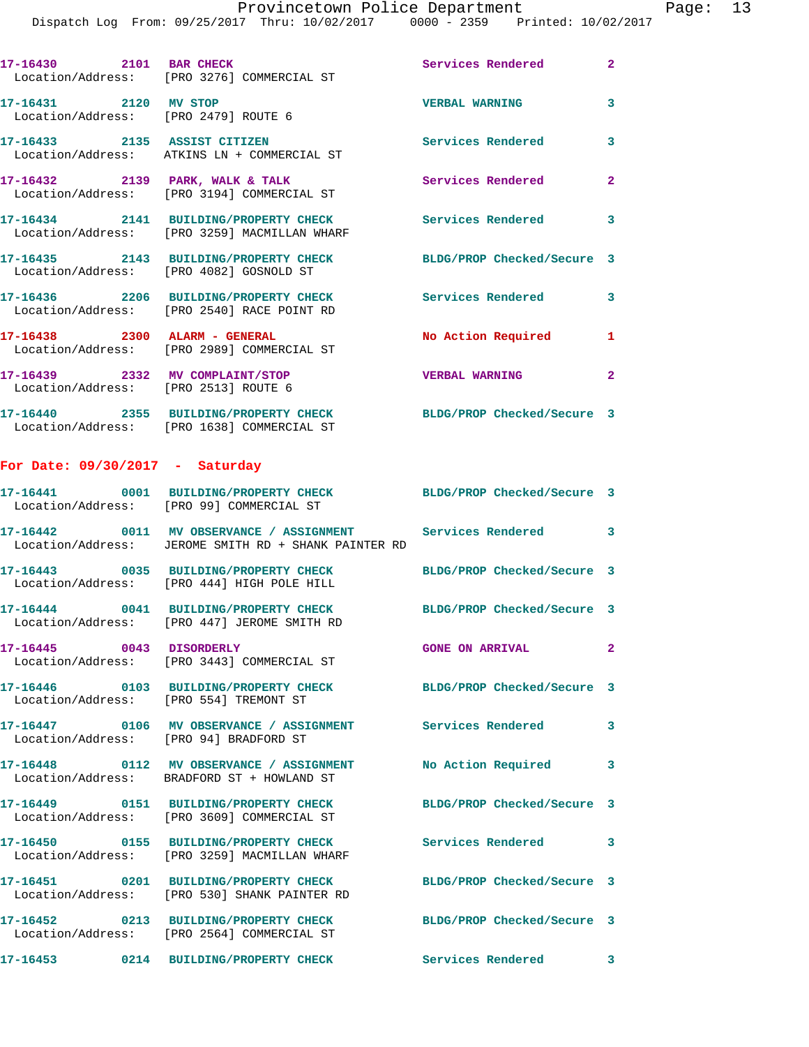17-16430 2101 BAR CHECK Services Rendered 2
Location/Address: [PRO 3276] COMMERCIAL ST

17-16431 2120 MV STOP VERBAL WARNING 3
Location/Address: [PRO 2479] ROUTE 6

17-16433 2135 ASSIST CITIZEN Services Rendered 3
Location/Address: ATKINS LN + COMMERCIAL ST

17-16432 2139 PARK, WALK & TALK Services Rendered 2
Location/Address: [PRO 3194] COMMERCIAL ST

17-16434 2141 BUILDING/PROPERTY CHECK Services Rendered 3
Location/Address: [PRO 3259] MACMILLAN WHARF

17-16435 2143 BUILDING/PROPERTY CHECK BLDG/PROP Checked/Secure 3
Location/Address: [PRO 4082] GOSNOLD ST

17-16436 2206 BUILDING/PROPERTY CHECK Services Rendered 3
Location/Address: [PRO 2540] RACE POINT RD

17-16438 2300 ALARM - GENERAL No Action Required 1
Location/Address: [PRO 2989] COMMERCIAL ST

17-16439 2332 MV COMPLAINT/STOP VERBAL WARNING 2
Location/Address: [PRO 2513] ROUTE 6

17-16440 2355 BUILDING/PROPERTY CHECK BLDG/PROP Checked/Secure 3
Location/Address: [PRO 1638] COMMERCIAL ST

## For Date: 09/30/2017 - Saturday

17-16441 0001 BUILDING/PROPERTY CHECK BLDG/PROP Checked/Secure 3
Location/Address: [PRO 99] COMMERCIAL ST

17-16442 0011 MV OBSERVANCE / ASSIGNMENT Services Rendered 3
Location/Address: JEROME SMITH RD + SHANK PAINTER RD

17-16443 0035 BUILDING/PROPERTY CHECK BLDG/PROP Checked/Secure 3
Location/Address: [PRO 444] HIGH POLE HILL

17-16444 0041 BUILDING/PROPERTY CHECK BLDG/PROP Checked/Secure 3
Location/Address: [PRO 447] JEROME SMITH RD

17-16445 0043 DISORDERLY GONE ON ARRIVAL 2
Location/Address: [PRO 3443] COMMERCIAL ST

17-16446 0103 BUILDING/PROPERTY CHECK BLDG/PROP Checked/Secure 3
Location/Address: [PRO 554] TREMONT ST

17-16447 0106 MV OBSERVANCE / ASSIGNMENT Services Rendered 3
Location/Address: [PRO 94] BRADFORD ST

17-16448 0112 MV OBSERVANCE / ASSIGNMENT No Action Required 3
Location/Address: BRADFORD ST + HOWLAND ST

17-16449 0151 BUILDING/PROPERTY CHECK BLDG/PROP Checked/Secure 3
Location/Address: [PRO 3609] COMMERCIAL ST

17-16450 0155 BUILDING/PROPERTY CHECK Services Rendered 3
Location/Address: [PRO 3259] MACMILLAN WHARF

17-16451 0201 BUILDING/PROPERTY CHECK BLDG/PROP Checked/Secure 3
Location/Address: [PRO 530] SHANK PAINTER RD

17-16452 0213 BUILDING/PROPERTY CHECK BLDG/PROP Checked/Secure 3
Location/Address: [PRO 2564] COMMERCIAL ST

17-16453 0214 BUILDING/PROPERTY CHECK Services Rendered 3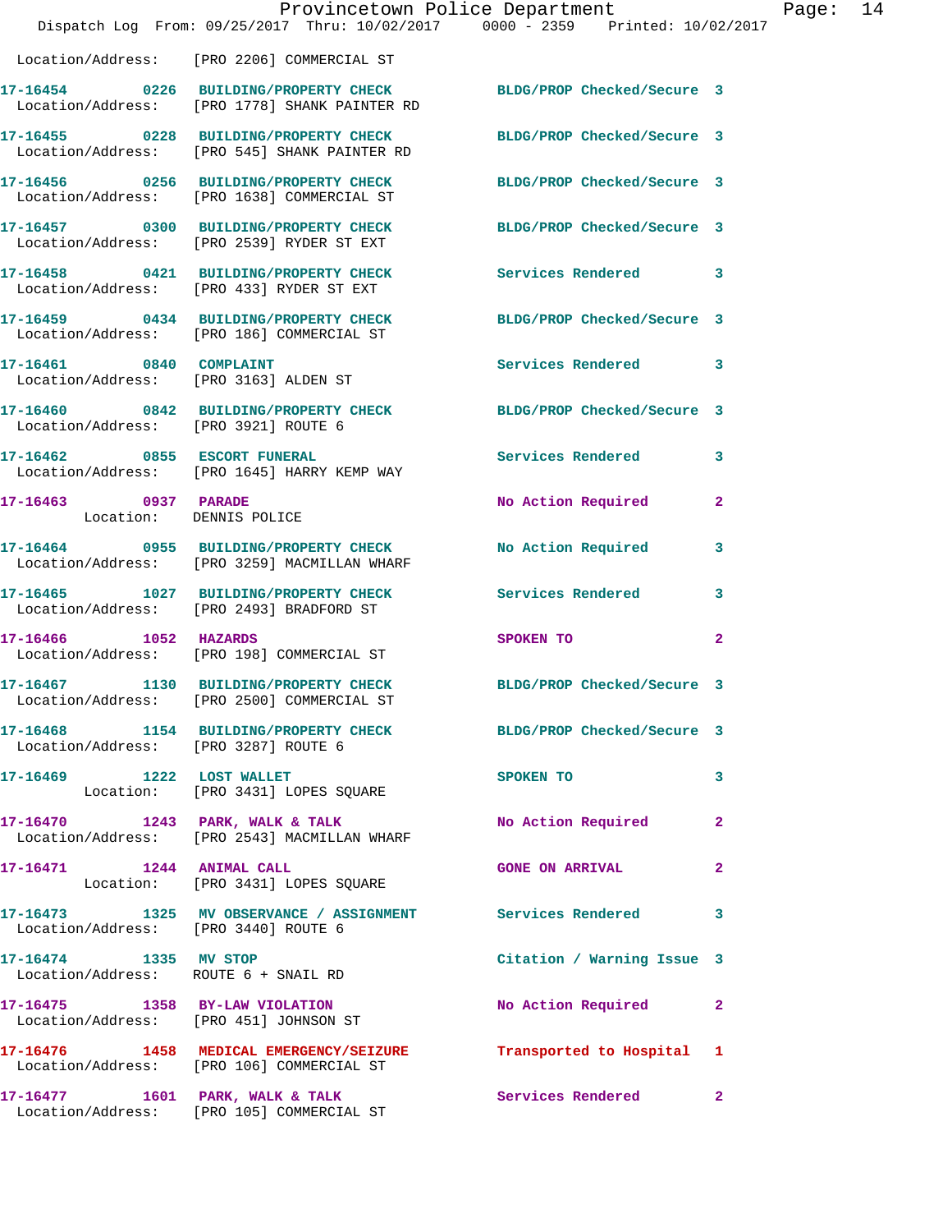Location/Address: [PRO 2206] COMMERCIAL ST

| Call # | Time | Call Reason | Action | Priority |
|---|---|---|---|---|
| 17-16454 | 0226 | BUILDING/PROPERTY CHECK | BLDG/PROP Checked/Secure | 3 |
| | | Location/Address: [PRO 1778] SHANK PAINTER RD | | |
| 17-16455 | 0228 | BUILDING/PROPERTY CHECK | BLDG/PROP Checked/Secure | 3 |
| | | Location/Address: [PRO 545] SHANK PAINTER RD | | |
| 17-16456 | 0256 | BUILDING/PROPERTY CHECK | BLDG/PROP Checked/Secure | 3 |
| | | Location/Address: [PRO 1638] COMMERCIAL ST | | |
| 17-16457 | 0300 | BUILDING/PROPERTY CHECK | BLDG/PROP Checked/Secure | 3 |
| | | Location/Address: [PRO 2539] RYDER ST EXT | | |
| 17-16458 | 0421 | BUILDING/PROPERTY CHECK | Services Rendered | 3 |
| | | Location/Address: [PRO 433] RYDER ST EXT | | |
| 17-16459 | 0434 | BUILDING/PROPERTY CHECK | BLDG/PROP Checked/Secure | 3 |
| | | Location/Address: [PRO 186] COMMERCIAL ST | | |
| 17-16461 | 0840 | COMPLAINT | Services Rendered | 3 |
| | | Location/Address: [PRO 3163] ALDEN ST | | |
| 17-16460 | 0842 | BUILDING/PROPERTY CHECK | BLDG/PROP Checked/Secure | 3 |
| | | Location/Address: [PRO 3921] ROUTE 6 | | |
| 17-16462 | 0855 | ESCORT FUNERAL | Services Rendered | 3 |
| | | Location/Address: [PRO 1645] HARRY KEMP WAY | | |
| 17-16463 | 0937 | PARADE | No Action Required | 2 |
| | | Location: DENNIS POLICE | | |
| 17-16464 | 0955 | BUILDING/PROPERTY CHECK | No Action Required | 3 |
| | | Location/Address: [PRO 3259] MACMILLAN WHARF | | |
| 17-16465 | 1027 | BUILDING/PROPERTY CHECK | Services Rendered | 3 |
| | | Location/Address: [PRO 2493] BRADFORD ST | | |
| 17-16466 | 1052 | HAZARDS | SPOKEN TO | 2 |
| | | Location/Address: [PRO 198] COMMERCIAL ST | | |
| 17-16467 | 1130 | BUILDING/PROPERTY CHECK | BLDG/PROP Checked/Secure | 3 |
| | | Location/Address: [PRO 2500] COMMERCIAL ST | | |
| 17-16468 | 1154 | BUILDING/PROPERTY CHECK | BLDG/PROP Checked/Secure | 3 |
| | | Location/Address: [PRO 3287] ROUTE 6 | | |
| 17-16469 | 1222 | LOST WALLET | SPOKEN TO | 3 |
| | | Location: [PRO 3431] LOPES SQUARE | | |
| 17-16470 | 1243 | PARK, WALK & TALK | No Action Required | 2 |
| | | Location/Address: [PRO 2543] MACMILLAN WHARF | | |
| 17-16471 | 1244 | ANIMAL CALL | GONE ON ARRIVAL | 2 |
| | | Location: [PRO 3431] LOPES SQUARE | | |
| 17-16473 | 1325 | MV OBSERVANCE / ASSIGNMENT | Services Rendered | 3 |
| | | Location/Address: [PRO 3440] ROUTE 6 | | |
| 17-16474 | 1335 | MV STOP | Citation / Warning Issue | 3 |
| | | Location/Address: ROUTE 6 + SNAIL RD | | |
| 17-16475 | 1358 | BY-LAW VIOLATION | No Action Required | 2 |
| | | Location/Address: [PRO 451] JOHNSON ST | | |
| 17-16476 | 1458 | MEDICAL EMERGENCY/SEIZURE | Transported to Hospital | 1 |
| | | Location/Address: [PRO 106] COMMERCIAL ST | | |
| 17-16477 | 1601 | PARK, WALK & TALK | Services Rendered | 2 |
| | | Location/Address: [PRO 105] COMMERCIAL ST | | |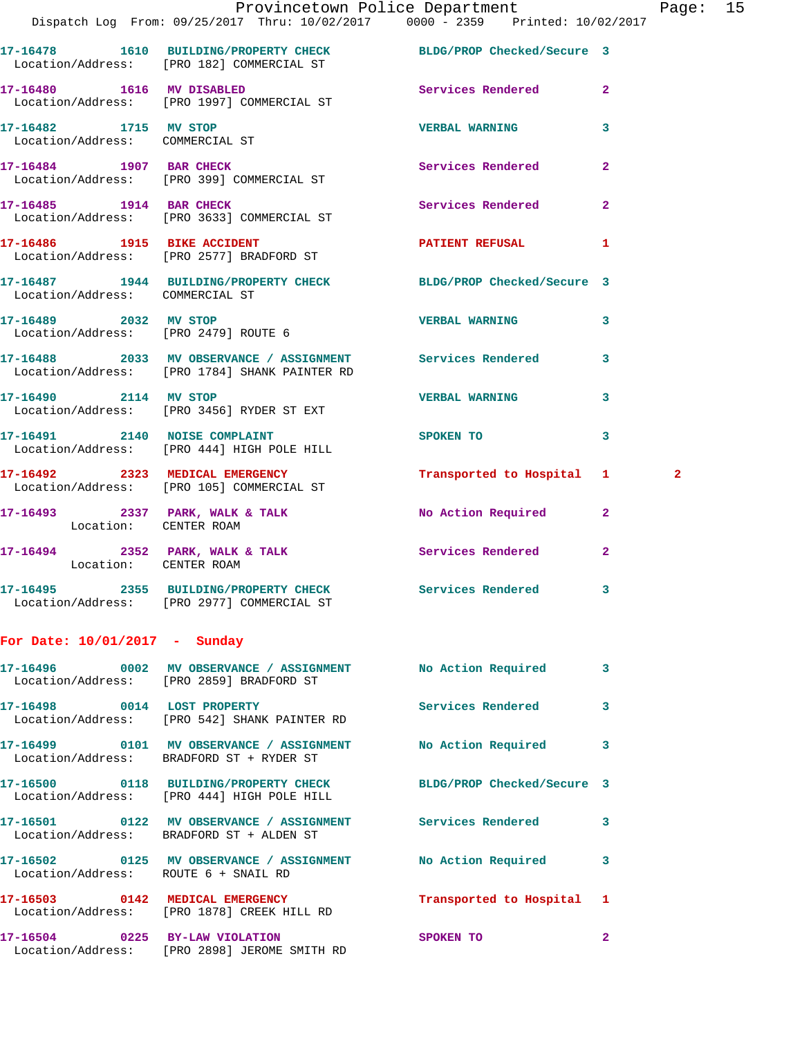17-16478 1610 BUILDING/PROPERTY CHECK BLDG/PROP Checked/Secure 3
Location/Address: [PRO 182] COMMERCIAL ST

17-16480 1616 MV DISABLED Services Rendered 2
Location/Address: [PRO 1997] COMMERCIAL ST

17-16482 1715 MV STOP VERBAL WARNING 3
Location/Address: COMMERCIAL ST

17-16484 1907 BAR CHECK Services Rendered 2
Location/Address: [PRO 399] COMMERCIAL ST

17-16485 1914 BAR CHECK Services Rendered 2
Location/Address: [PRO 3633] COMMERCIAL ST

17-16486 1915 BIKE ACCIDENT PATIENT REFUSAL 1
Location/Address: [PRO 2577] BRADFORD ST

17-16487 1944 BUILDING/PROPERTY CHECK BLDG/PROP Checked/Secure 3
Location/Address: COMMERCIAL ST

17-16489 2032 MV STOP VERBAL WARNING 3
Location/Address: [PRO 2479] ROUTE 6

17-16488 2033 MV OBSERVANCE / ASSIGNMENT Services Rendered 3
Location/Address: [PRO 1784] SHANK PAINTER RD

17-16490 2114 MV STOP VERBAL WARNING 3
Location/Address: [PRO 3456] RYDER ST EXT

17-16491 2140 NOISE COMPLAINT SPOKEN TO 3
Location/Address: [PRO 444] HIGH POLE HILL

17-16492 2323 MEDICAL EMERGENCY Transported to Hospital 1 2
Location/Address: [PRO 105] COMMERCIAL ST

17-16493 2337 PARK, WALK & TALK No Action Required 2
Location: CENTER ROAM

17-16494 2352 PARK, WALK & TALK Services Rendered 2
Location: CENTER ROAM

17-16495 2355 BUILDING/PROPERTY CHECK Services Rendered 3
Location/Address: [PRO 2977] COMMERCIAL ST

## For Date: 10/01/2017 - Sunday

17-16496 0002 MV OBSERVANCE / ASSIGNMENT No Action Required 3
Location/Address: [PRO 2859] BRADFORD ST

17-16498 0014 LOST PROPERTY Services Rendered 3
Location/Address: [PRO 542] SHANK PAINTER RD

17-16499 0101 MV OBSERVANCE / ASSIGNMENT No Action Required 3
Location/Address: BRADFORD ST + RYDER ST

17-16500 0118 BUILDING/PROPERTY CHECK BLDG/PROP Checked/Secure 3
Location/Address: [PRO 444] HIGH POLE HILL

17-16501 0122 MV OBSERVANCE / ASSIGNMENT Services Rendered 3
Location/Address: BRADFORD ST + ALDEN ST

17-16502 0125 MV OBSERVANCE / ASSIGNMENT No Action Required 3
Location/Address: ROUTE 6 + SNAIL RD

17-16503 0142 MEDICAL EMERGENCY Transported to Hospital 1
Location/Address: [PRO 1878] CREEK HILL RD

17-16504 0225 BY-LAW VIOLATION SPOKEN TO 2
Location/Address: [PRO 2898] JEROME SMITH RD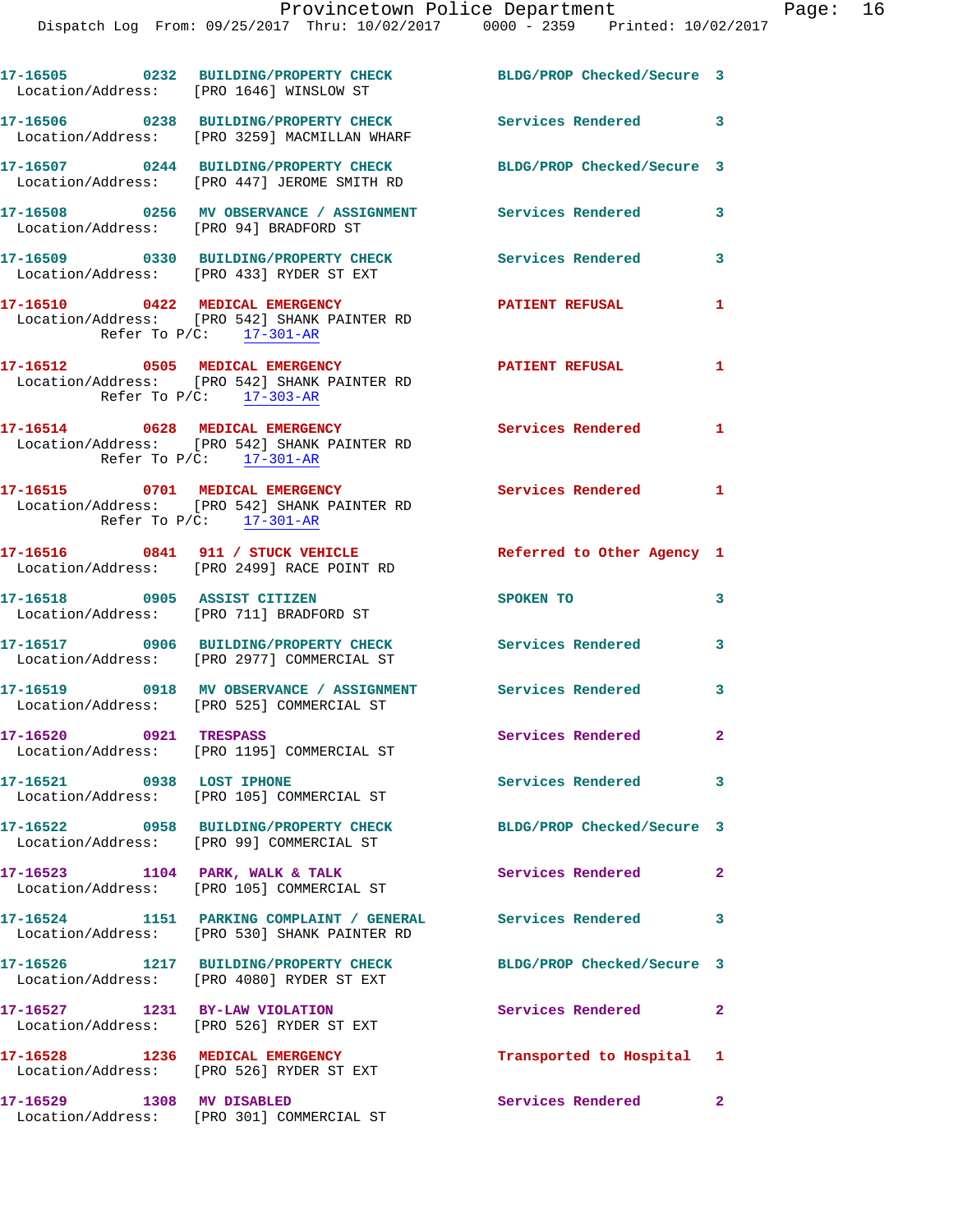17-16505 0232 BUILDING/PROPERTY CHECK BLDG/PROP Checked/Secure 3
Location/Address: [PRO 1646] WINSLOW ST

17-16506 0238 BUILDING/PROPERTY CHECK Services Rendered 3
Location/Address: [PRO 3259] MACMILLAN WHARF

17-16507 0244 BUILDING/PROPERTY CHECK BLDG/PROP Checked/Secure 3
Location/Address: [PRO 447] JEROME SMITH RD

17-16508 0256 MV OBSERVANCE / ASSIGNMENT Services Rendered 3
Location/Address: [PRO 94] BRADFORD ST

17-16509 0330 BUILDING/PROPERTY CHECK Services Rendered 3
Location/Address: [PRO 433] RYDER ST EXT

17-16510 0422 MEDICAL EMERGENCY PATIENT REFUSAL 1
Location/Address: [PRO 542] SHANK PAINTER RD
Refer To P/C: 17-301-AR

17-16512 0505 MEDICAL EMERGENCY PATIENT REFUSAL 1
Location/Address: [PRO 542] SHANK PAINTER RD
Refer To P/C: 17-303-AR

17-16514 0628 MEDICAL EMERGENCY Services Rendered 1
Location/Address: [PRO 542] SHANK PAINTER RD
Refer To P/C: 17-301-AR

17-16515 0701 MEDICAL EMERGENCY Services Rendered 1
Location/Address: [PRO 542] SHANK PAINTER RD
Refer To P/C: 17-301-AR

17-16516 0841 911 / STUCK VEHICLE Referred to Other Agency 1
Location/Address: [PRO 2499] RACE POINT RD

17-16518 0905 ASSIST CITIZEN SPOKEN TO 3
Location/Address: [PRO 711] BRADFORD ST

17-16517 0906 BUILDING/PROPERTY CHECK Services Rendered 3
Location/Address: [PRO 2977] COMMERCIAL ST

17-16519 0918 MV OBSERVANCE / ASSIGNMENT Services Rendered 3
Location/Address: [PRO 525] COMMERCIAL ST

17-16520 0921 TRESPASS Services Rendered 2
Location/Address: [PRO 1195] COMMERCIAL ST

17-16521 0938 LOST IPHONE Services Rendered 3
Location/Address: [PRO 105] COMMERCIAL ST

17-16522 0958 BUILDING/PROPERTY CHECK BLDG/PROP Checked/Secure 3
Location/Address: [PRO 99] COMMERCIAL ST

17-16523 1104 PARK, WALK & TALK Services Rendered 2
Location/Address: [PRO 105] COMMERCIAL ST

17-16524 1151 PARKING COMPLAINT / GENERAL Services Rendered 3
Location/Address: [PRO 530] SHANK PAINTER RD

17-16526 1217 BUILDING/PROPERTY CHECK BLDG/PROP Checked/Secure 3
Location/Address: [PRO 4080] RYDER ST EXT

17-16527 1231 BY-LAW VIOLATION Services Rendered 2
Location/Address: [PRO 526] RYDER ST EXT

17-16528 1236 MEDICAL EMERGENCY Transported to Hospital 1
Location/Address: [PRO 526] RYDER ST EXT

17-16529 1308 MV DISABLED Services Rendered 2
Location/Address: [PRO 301] COMMERCIAL ST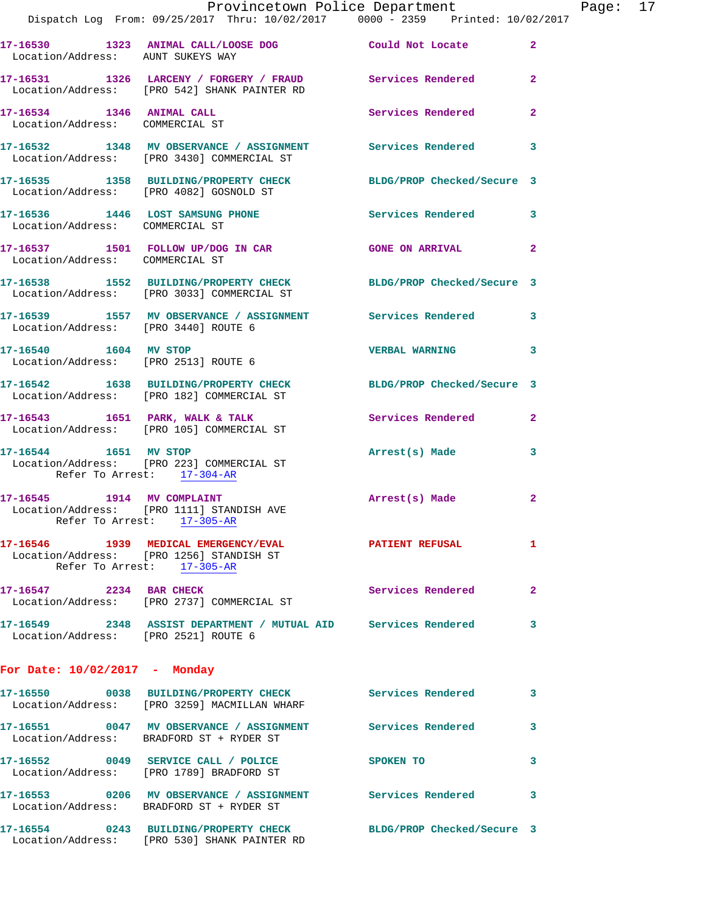17-16530 1323 ANIMAL CALL/LOOSE DOG Could Not Locate 2
Location/Address: AUNT SUKEYS WAY

17-16531 1326 LARCENY / FORGERY / FRAUD Services Rendered 2
Location/Address: [PRO 542] SHANK PAINTER RD

17-16534 1346 ANIMAL CALL Services Rendered 2
Location/Address: COMMERCIAL ST

17-16532 1348 MV OBSERVANCE / ASSIGNMENT Services Rendered 3
Location/Address: [PRO 3430] COMMERCIAL ST

17-16535 1358 BUILDING/PROPERTY CHECK BLDG/PROP Checked/Secure 3
Location/Address: [PRO 4082] GOSNOLD ST

17-16536 1446 LOST SAMSUNG PHONE Services Rendered 3
Location/Address: COMMERCIAL ST

17-16537 1501 FOLLOW UP/DOG IN CAR GONE ON ARRIVAL 2
Location/Address: COMMERCIAL ST

17-16538 1552 BUILDING/PROPERTY CHECK BLDG/PROP Checked/Secure 3
Location/Address: [PRO 3033] COMMERCIAL ST

17-16539 1557 MV OBSERVANCE / ASSIGNMENT Services Rendered 3
Location/Address: [PRO 3440] ROUTE 6

17-16540 1604 MV STOP VERBAL WARNING 3
Location/Address: [PRO 2513] ROUTE 6

17-16542 1638 BUILDING/PROPERTY CHECK BLDG/PROP Checked/Secure 3
Location/Address: [PRO 182] COMMERCIAL ST

17-16543 1651 PARK, WALK & TALK Services Rendered 2
Location/Address: [PRO 105] COMMERCIAL ST

17-16544 1651 MV STOP Arrest(s) Made 3
Location/Address: [PRO 223] COMMERCIAL ST
Refer To Arrest: 17-304-AR

17-16545 1914 MV COMPLAINT Arrest(s) Made 2
Location/Address: [PRO 1111] STANDISH AVE
Refer To Arrest: 17-305-AR

17-16546 1939 MEDICAL EMERGENCY/EVAL PATIENT REFUSAL 1
Location/Address: [PRO 1256] STANDISH ST
Refer To Arrest: 17-305-AR

17-16547 2234 BAR CHECK Services Rendered 2
Location/Address: [PRO 2737] COMMERCIAL ST

17-16549 2348 ASSIST DEPARTMENT / MUTUAL AID Services Rendered 3
Location/Address: [PRO 2521] ROUTE 6

## For Date: 10/02/2017 - Monday

17-16550 0038 BUILDING/PROPERTY CHECK Services Rendered 3
Location/Address: [PRO 3259] MACMILLAN WHARF

17-16551 0047 MV OBSERVANCE / ASSIGNMENT Services Rendered 3
Location/Address: BRADFORD ST + RYDER ST

17-16552 0049 SERVICE CALL / POLICE SPOKEN TO 3
Location/Address: [PRO 1789] BRADFORD ST

17-16553 0206 MV OBSERVANCE / ASSIGNMENT Services Rendered 3
Location/Address: BRADFORD ST + RYDER ST

17-16554 0243 BUILDING/PROPERTY CHECK BLDG/PROP Checked/Secure 3
Location/Address: [PRO 530] SHANK PAINTER RD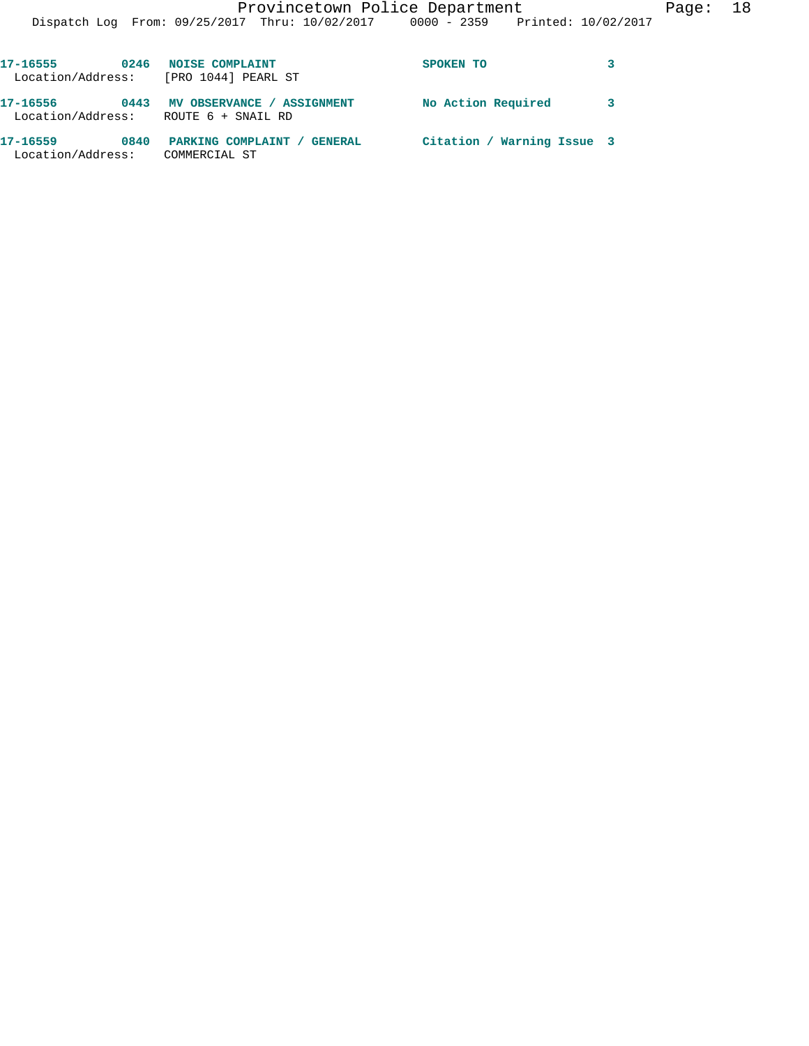**17-16555** **0246 NOISE COMPLAINT** **SPOKEN TO** **3**
Location/Address: [PRO 1044] PEARL ST

**17-16556** **0443 MV OBSERVANCE / ASSIGNMENT** **No Action Required** **3**
Location/Address: ROUTE 6 + SNAIL RD

**17-16559** **0840 PARKING COMPLAINT / GENERAL** **Citation / Warning Issue 3**
Location/Address: COMMERCIAL ST